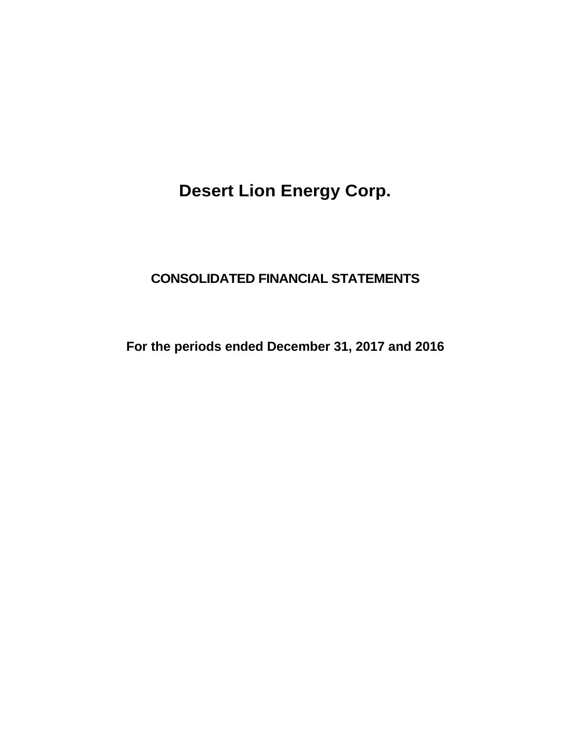# Desert Lion Energy Corp.

## CONSOLIDATED FINANCIAL STATEMENTS

### For the periods ended December 31, 2017 and 2016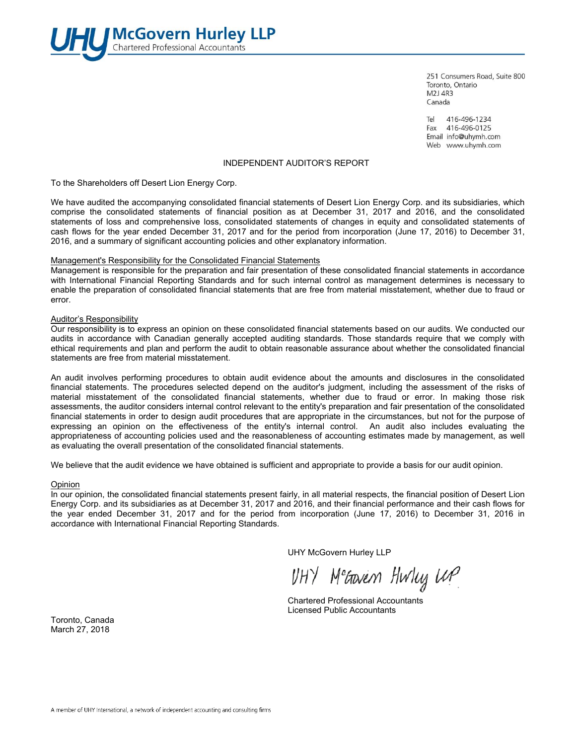# UHY McGovern Hurley LLP
Chartered Professional Accountants

251 Consumers Road, Suite 800
Toronto, Ontario
M2J 4R3
Canada

Tel 416-496-1234
Fax 416-496-0125
Email info@uhymh.com
Web www.uhymh.com

## INDEPENDENT AUDITOR'S REPORT

To the Shareholders off Desert Lion Energy Corp.

We have audited the accompanying consolidated financial statements of Desert Lion Energy Corp. and its subsidiaries, which comprise the consolidated statements of financial position as at December 31, 2017 and 2016, and the consolidated statements of loss and comprehensive loss, consolidated statements of changes in equity and consolidated statements of cash flows for the year ended December 31, 2017 and for the period from incorporation (June 17, 2016) to December 31, 2016, and a summary of significant accounting policies and other explanatory information.

### Management's Responsibility for the Consolidated Financial Statements

Management is responsible for the preparation and fair presentation of these consolidated financial statements in accordance with International Financial Reporting Standards and for such internal control as management determines is necessary to enable the preparation of consolidated financial statements that are free from material misstatement, whether due to fraud or error.

### Auditor's Responsibility

Our responsibility is to express an opinion on these consolidated financial statements based on our audits. We conducted our audits in accordance with Canadian generally accepted auditing standards. Those standards require that we comply with ethical requirements and plan and perform the audit to obtain reasonable assurance about whether the consolidated financial statements are free from material misstatement.

An audit involves performing procedures to obtain audit evidence about the amounts and disclosures in the consolidated financial statements. The procedures selected depend on the auditor's judgment, including the assessment of the risks of material misstatement of the consolidated financial statements, whether due to fraud or error. In making those risk assessments, the auditor considers internal control relevant to the entity's preparation and fair presentation of the consolidated financial statements in order to design audit procedures that are appropriate in the circumstances, but not for the purpose of expressing an opinion on the effectiveness of the entity's internal control. An audit also includes evaluating the appropriateness of accounting policies used and the reasonableness of accounting estimates made by management, as well as evaluating the overall presentation of the consolidated financial statements.

We believe that the audit evidence we have obtained is sufficient and appropriate to provide a basis for our audit opinion.

### Opinion

In our opinion, the consolidated financial statements present fairly, in all material respects, the financial position of Desert Lion Energy Corp. and its subsidiaries as at December 31, 2017 and 2016, and their financial performance and their cash flows for the year ended December 31, 2017 and for the period from incorporation (June 17, 2016) to December 31, 2016 in accordance with International Financial Reporting Standards.

UHY McGovern Hurley LLP

UHY McGovern Hurley LLP

Chartered Professional Accountants
Licensed Public Accountants

Toronto, Canada
March 27, 2018

A member of UHY International, a network of independent accounting and consulting firms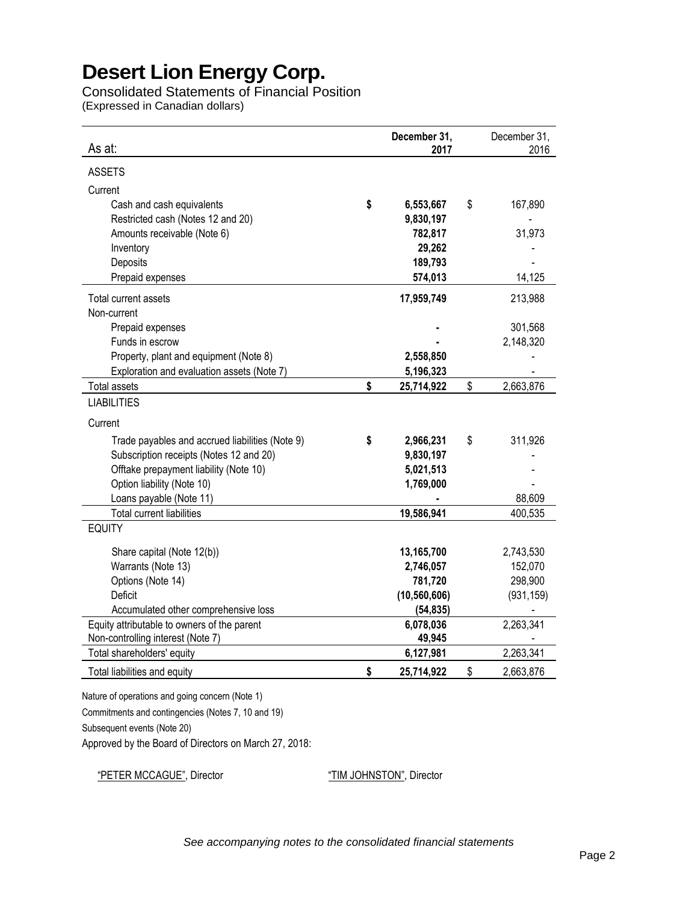# Desert Lion Energy Corp.

Consolidated Statements of Financial Position
(Expressed in Canadian dollars)

| As at: | December 31, 2017 | December 31, 2016 |
|---|---|---|
| **ASSETS** | | |
| Current | | |
| Cash and cash equivalents | **$ 6,553,667** | $ 167,890 |
| Restricted cash (Notes 12 and 20) | **9,830,197** | - |
| Amounts receivable (Note 6) | **782,817** | 31,973 |
| Inventory | **29,262** | - |
| Deposits | **189,793** | - |
| Prepaid expenses | **574,013** | 14,125 |
| Total current assets | **17,959,749** | 213,988 |
| Non-current | | |
| Prepaid expenses | **-** | 301,568 |
| Funds in escrow | **-** | 2,148,320 |
| Property, plant and equipment (Note 8) | **2,558,850** | - |
| Exploration and evaluation assets (Note 7) | **5,196,323** | - |
| Total assets | **$ 25,714,922** | $ 2,663,876 |
| **LIABILITIES** | | |
| Current | | |
| Trade payables and accrued liabilities (Note 9) | **$ 2,966,231** | $ 311,926 |
| Subscription receipts (Notes 12 and 20) | **9,830,197** | - |
| Offtake prepayment liability (Note 10) | **5,021,513** | - |
| Option liability (Note 10) | **1,769,000** | - |
| Loans payable (Note 11) | **-** | 88,609 |
| Total current liabilities | **19,586,941** | 400,535 |
| **EQUITY** | | |
| Share capital (Note 12(b)) | **13,165,700** | 2,743,530 |
| Warrants (Note 13) | **2,746,057** | 152,070 |
| Options (Note 14) | **781,720** | 298,900 |
| Deficit | **(10,560,606)** | (931,159) |
| Accumulated other comprehensive loss | **(54,835)** | - |
| Equity attributable to owners of the parent | **6,078,036** | 2,263,341 |
| Non-controlling interest (Note 7) | **49,945** | - |
| Total shareholders' equity | **6,127,981** | 2,263,341 |
| Total liabilities and equity | **$ 25,714,922** | $ 2,663,876 |

Nature of operations and going concern (Note 1)

Commitments and contingencies (Notes 7, 10 and 19)

Subsequent events (Note 20)

Approved by the Board of Directors on March 27, 2018:

"PETER MCCAGUE", Director          "TIM JOHNSTON", Director

*See accompanying notes to the consolidated financial statements*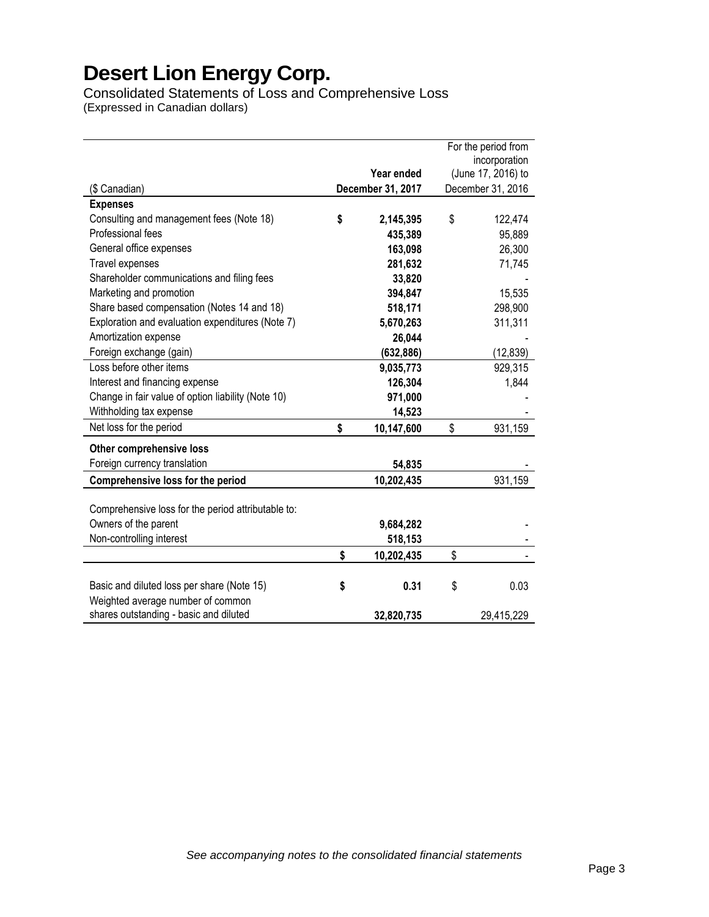# Desert Lion Energy Corp.

Consolidated Statements of Loss and Comprehensive Loss
(Expressed in Canadian dollars)

| ($ Canadian) | Year ended December 31, 2017 | For the period from incorporation (June 17, 2016) to December 31, 2016 |
|---|---|---|
| **Expenses** | | |
| Consulting and management fees (Note 18) | **$ 2,145,395** | $ 122,474 |
| Professional fees | **435,389** | 95,889 |
| General office expenses | **163,098** | 26,300 |
| Travel expenses | **281,632** | 71,745 |
| Shareholder communications and filing fees | **33,820** | - |
| Marketing and promotion | **394,847** | 15,535 |
| Share based compensation (Notes 14 and 18) | **518,171** | 298,900 |
| Exploration and evaluation expenditures (Note 7) | **5,670,263** | 311,311 |
| Amortization expense | **26,044** | - |
| Foreign exchange (gain) | **(632,886)** | (12,839) |
| Loss before other items | **9,035,773** | 929,315 |
| Interest and financing expense | **126,304** | 1,844 |
| Change in fair value of option liability (Note 10) | **971,000** | - |
| Withholding tax expense | **14,523** | - |
| Net loss for the period | **$ 10,147,600** | $ 931,159 |
| **Other comprehensive loss** | | |
| Foreign currency translation | **54,835** | - |
| **Comprehensive loss for the period** | **10,202,435** | 931,159 |
| | | |
| Comprehensive loss for the period attributable to: | | |
| Owners of the parent | **9,684,282** | - |
| Non-controlling interest | **518,153** | - |
| | **$ 10,202,435** | $ - |
| | | |
| Basic and diluted loss per share (Note 15) | **$ 0.31** | $ 0.03 |
| Weighted average number of common shares outstanding - basic and diluted | **32,820,735** | 29,415,229 |

*See accompanying notes to the consolidated financial statements*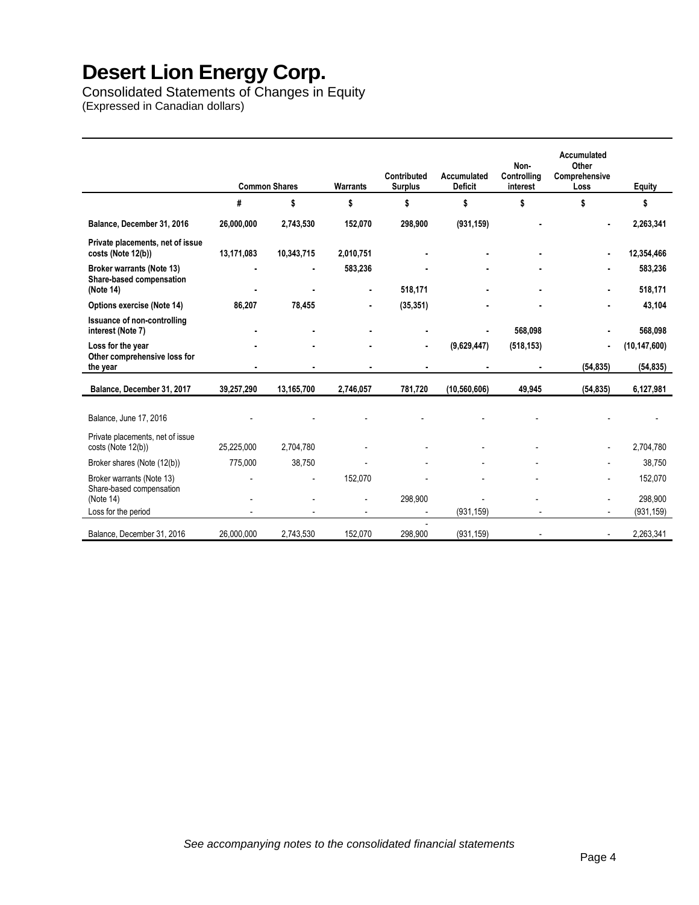# Desert Lion Energy Corp.

Consolidated Statements of Changes in Equity
(Expressed in Canadian dollars)

| | Common Shares | | Warrants | Contributed Surplus | Accumulated Deficit | Non-Controlling interest | Accumulated Other Comprehensive Loss | Equity |
|---|---|---|---|---|---|---|---|---|
| | # | $ | $ | $ | $ | $ | $ | $ |
| **Balance, December 31, 2016** | **26,000,000** | **2,743,530** | **152,070** | **298,900** | **(931,159)** | **-** | **-** | **2,263,341** |
| **Private placements, net of issue costs (Note 12(b))** | **13,171,083** | **10,343,715** | **2,010,751** | **-** | **-** | **-** | **-** | **12,354,466** |
| **Broker warrants (Note 13)** | **-** | **-** | **583,236** | **-** | **-** | **-** | **-** | **583,236** |
| **Share-based compensation (Note 14)** | **-** | **-** | **-** | **518,171** | **-** | **-** | **-** | **518,171** |
| **Options exercise (Note 14)** | **86,207** | **78,455** | **-** | **(35,351)** | **-** | **-** | **-** | **43,104** |
| **Issuance of non-controlling interest (Note 7)** | **-** | **-** | **-** | **-** | **-** | **568,098** | **-** | **568,098** |
| **Loss for the year** | **-** | **-** | **-** | **-** | **(9,629,447)** | **(518,153)** | **-** | **(10,147,600)** |
| **Other comprehensive loss for the year** | **-** | **-** | **-** | **-** | **-** | **-** | **(54,835)** | **(54,835)** |
| **Balance, December 31, 2017** | **39,257,290** | **13,165,700** | **2,746,057** | **781,720** | **(10,560,606)** | **49,945** | **(54,835)** | **6,127,981** |
| | | | | | | | | |
| Balance, June 17, 2016 | - | - | - | - | - | - | - | - |
| Private placements, net of issue costs (Note 12(b)) | 25,225,000 | 2,704,780 | - | - | - | - | - | 2,704,780 |
| Broker shares (Note (12(b)) | 775,000 | 38,750 | - | - | - | - | - | 38,750 |
| Broker warrants (Note 13) | - | - | 152,070 | - | - | - | - | 152,070 |
| Share-based compensation (Note 14) | - | - | - | 298,900 | - | - | - | 298,900 |
| Loss for the period | - | - | - | - | (931,159) | - | - | (931,159) |
| Balance, December 31, 2016 | 26,000,000 | 2,743,530 | 152,070 | 298,900 | (931,159) | - | - | 2,263,341 |

*See accompanying notes to the consolidated financial statements*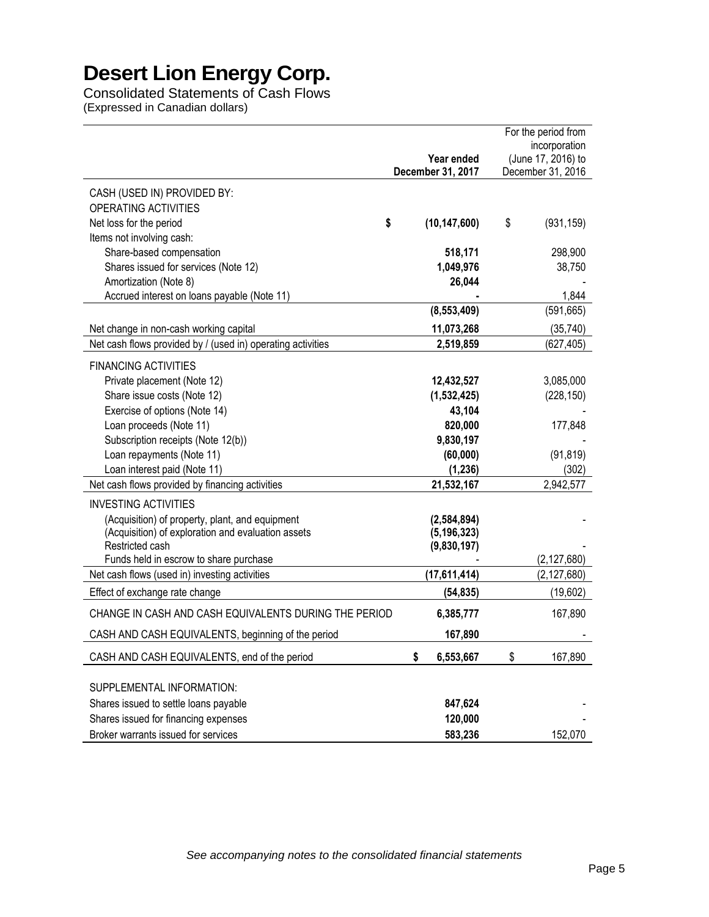# Desert Lion Energy Corp.

Consolidated Statements of Cash Flows
(Expressed in Canadian dollars)

| | Year ended December 31, 2017 | For the period from incorporation (June 17, 2016) to December 31, 2016 |
|---|---|---|
| CASH (USED IN) PROVIDED BY: | | |
| OPERATING ACTIVITIES | | |
| Net loss for the period | **$ (10,147,600)** | $ (931,159) |
| Items not involving cash: | | |
| Share-based compensation | **518,171** | 298,900 |
| Shares issued for services (Note 12) | **1,049,976** | 38,750 |
| Amortization (Note 8) | **26,044** | - |
| Accrued interest on loans payable (Note 11) | **-** | 1,844 |
| | **(8,553,409)** | (591,665) |
| Net change in non-cash working capital | **11,073,268** | (35,740) |
| Net cash flows provided by / (used in) operating activities | **2,519,859** | (627,405) |
| FINANCING ACTIVITIES | | |
| Private placement (Note 12) | **12,432,527** | 3,085,000 |
| Share issue costs (Note 12) | **(1,532,425)** | (228,150) |
| Exercise of options (Note 14) | **43,104** | - |
| Loan proceeds (Note 11) | **820,000** | 177,848 |
| Subscription receipts (Note 12(b)) | **9,830,197** | - |
| Loan repayments (Note 11) | **(60,000)** | (91,819) |
| Loan interest paid (Note 11) | **(1,236)** | (302) |
| Net cash flows provided by financing activities | **21,532,167** | 2,942,577 |
| INVESTING ACTIVITIES | | |
| (Acquisition) of property, plant, and equipment | **(2,584,894)** | - |
| (Acquisition) of exploration and evaluation assets | **(5,196,323)** | |
| Restricted cash | **(9,830,197)** | - |
| Funds held in escrow to share purchase | **-** | (2,127,680) |
| Net cash flows (used in) investing activities | **(17,611,414)** | (2,127,680) |
| Effect of exchange rate change | **(54,835)** | (19,602) |
| CHANGE IN CASH AND CASH EQUIVALENTS DURING THE PERIOD | **6,385,777** | 167,890 |
| CASH AND CASH EQUIVALENTS, beginning of the period | **167,890** | - |
| CASH AND CASH EQUIVALENTS, end of the period | **$ 6,553,667** | $ 167,890 |
| SUPPLEMENTAL INFORMATION: | | |
| Shares issued to settle loans payable | **847,624** | - |
| Shares issued for financing expenses | **120,000** | - |
| Broker warrants issued for services | **583,236** | 152,070 |

*See accompanying notes to the consolidated financial statements*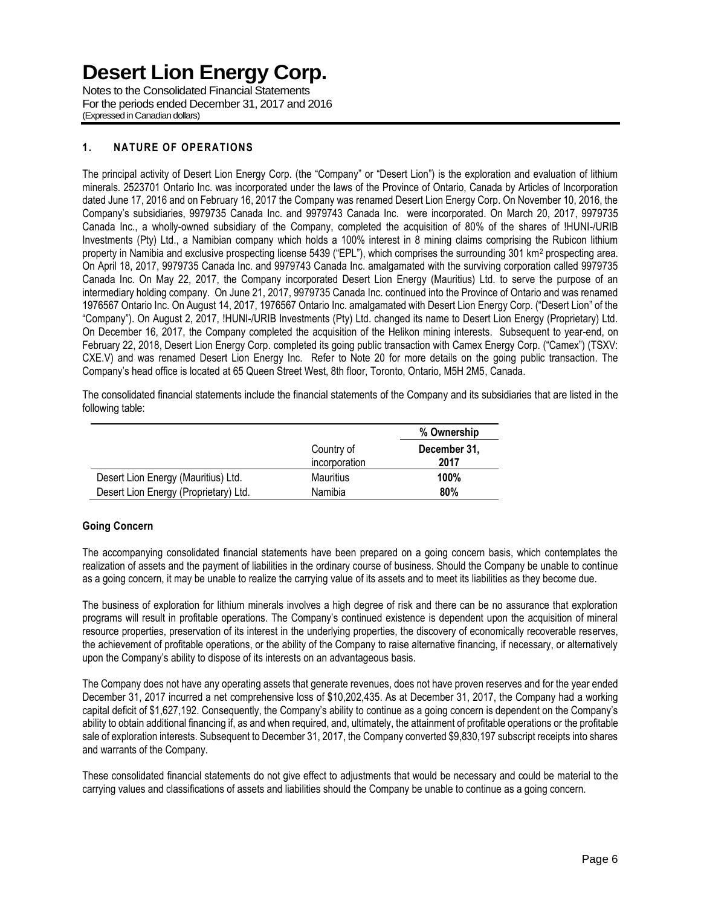## 1. NATURE OF OPERATIONS

The principal activity of Desert Lion Energy Corp. (the "Company" or "Desert Lion") is the exploration and evaluation of lithium minerals. 2523701 Ontario Inc. was incorporated under the laws of the Province of Ontario, Canada by Articles of Incorporation dated June 17, 2016 and on February 16, 2017 the Company was renamed Desert Lion Energy Corp. On November 10, 2016, the Company's subsidiaries, 9979735 Canada Inc. and 9979743 Canada Inc. were incorporated. On March 20, 2017, 9979735 Canada Inc., a wholly-owned subsidiary of the Company, completed the acquisition of 80% of the shares of !HUNI-/URIB Investments (Pty) Ltd., a Namibian company which holds a 100% interest in 8 mining claims comprising the Rubicon lithium property in Namibia and exclusive prospecting license 5439 ("EPL"), which comprises the surrounding 301 $km^2$ prospecting area. On April 18, 2017, 9979735 Canada Inc. and 9979743 Canada Inc. amalgamated with the surviving corporation called 9979735 Canada Inc. On May 22, 2017, the Company incorporated Desert Lion Energy (Mauritius) Ltd. to serve the purpose of an intermediary holding company. On June 21, 2017, 9979735 Canada Inc. continued into the Province of Ontario and was renamed 1976567 Ontario Inc. On August 14, 2017, 1976567 Ontario Inc. amalgamated with Desert Lion Energy Corp. ("Desert Lion" of the "Company"). On August 2, 2017, !HUNI-/URIB Investments (Pty) Ltd. changed its name to Desert Lion Energy (Proprietary) Ltd. On December 16, 2017, the Company completed the acquisition of the Helikon mining interests. Subsequent to year-end, on February 22, 2018, Desert Lion Energy Corp. completed its going public transaction with Camex Energy Corp. ("Camex") (TSXV: CXE.V) and was renamed Desert Lion Energy Inc. Refer to Note 20 for more details on the going public transaction. The Company's head office is located at 65 Queen Street West, 8th floor, Toronto, Ontario, M5H 2M5, Canada.

The consolidated financial statements include the financial statements of the Company and its subsidiaries that are listed in the following table:

| | | % Ownership |
|---|---|---|
| | Country of incorporation | **December 31, 2017** |
| Desert Lion Energy (Mauritius) Ltd. | Mauritius | **100%** |
| Desert Lion Energy (Proprietary) Ltd. | Namibia | **80%** |

### Going Concern

The accompanying consolidated financial statements have been prepared on a going concern basis, which contemplates the realization of assets and the payment of liabilities in the ordinary course of business. Should the Company be unable to continue as a going concern, it may be unable to realize the carrying value of its assets and to meet its liabilities as they become due.

The business of exploration for lithium minerals involves a high degree of risk and there can be no assurance that exploration programs will result in profitable operations. The Company's continued existence is dependent upon the acquisition of mineral resource properties, preservation of its interest in the underlying properties, the discovery of economically recoverable reserves, the achievement of profitable operations, or the ability of the Company to raise alternative financing, if necessary, or alternatively upon the Company's ability to dispose of its interests on an advantageous basis.

The Company does not have any operating assets that generate revenues, does not have proven reserves and for the year ended December 31, 2017 incurred a net comprehensive loss of $10,202,435. As at December 31, 2017, the Company had a working capital deficit of $1,627,192. Consequently, the Company's ability to continue as a going concern is dependent on the Company's ability to obtain additional financing if, as and when required, and, ultimately, the attainment of profitable operations or the profitable sale of exploration interests. Subsequent to December 31, 2017, the Company converted $9,830,197 subscript receipts into shares and warrants of the Company.

These consolidated financial statements do not give effect to adjustments that would be necessary and could be material to the carrying values and classifications of assets and liabilities should the Company be unable to continue as a going concern.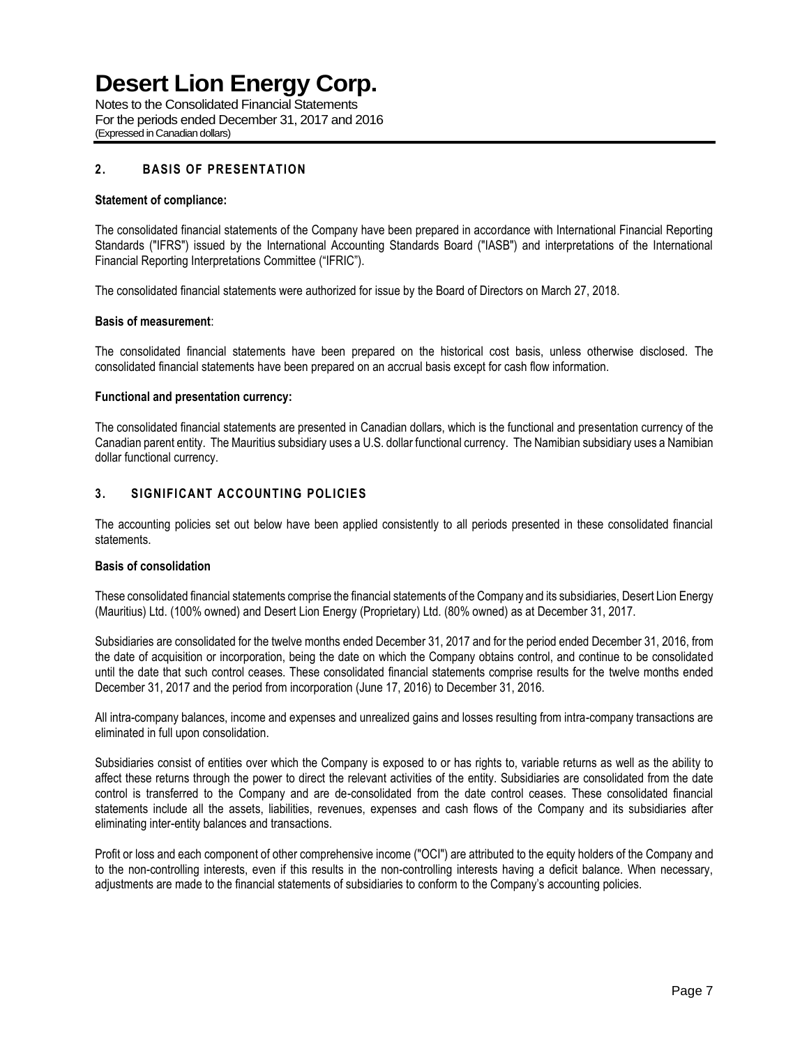## 2. BASIS OF PRESENTATION

**Statement of compliance:**

The consolidated financial statements of the Company have been prepared in accordance with International Financial Reporting Standards ("IFRS") issued by the International Accounting Standards Board ("IASB") and interpretations of the International Financial Reporting Interpretations Committee ("IFRIC").

The consolidated financial statements were authorized for issue by the Board of Directors on March 27, 2018.

**Basis of measurement**:

The consolidated financial statements have been prepared on the historical cost basis, unless otherwise disclosed. The consolidated financial statements have been prepared on an accrual basis except for cash flow information.

**Functional and presentation currency:**

The consolidated financial statements are presented in Canadian dollars, which is the functional and presentation currency of the Canadian parent entity. The Mauritius subsidiary uses a U.S. dollar functional currency. The Namibian subsidiary uses a Namibian dollar functional currency.

## 3. SIGNIFICANT ACCOUNTING POLICIES

The accounting policies set out below have been applied consistently to all periods presented in these consolidated financial statements.

**Basis of consolidation**

These consolidated financial statements comprise the financial statements of the Company and its subsidiaries, Desert Lion Energy (Mauritius) Ltd. (100% owned) and Desert Lion Energy (Proprietary) Ltd. (80% owned) as at December 31, 2017.

Subsidiaries are consolidated for the twelve months ended December 31, 2017 and for the period ended December 31, 2016, from the date of acquisition or incorporation, being the date on which the Company obtains control, and continue to be consolidated until the date that such control ceases. These consolidated financial statements comprise results for the twelve months ended December 31, 2017 and the period from incorporation (June 17, 2016) to December 31, 2016.

All intra-company balances, income and expenses and unrealized gains and losses resulting from intra-company transactions are eliminated in full upon consolidation.

Subsidiaries consist of entities over which the Company is exposed to or has rights to, variable returns as well as the ability to affect these returns through the power to direct the relevant activities of the entity. Subsidiaries are consolidated from the date control is transferred to the Company and are de-consolidated from the date control ceases. These consolidated financial statements include all the assets, liabilities, revenues, expenses and cash flows of the Company and its subsidiaries after eliminating inter-entity balances and transactions.

Profit or loss and each component of other comprehensive income ("OCI") are attributed to the equity holders of the Company and to the non-controlling interests, even if this results in the non-controlling interests having a deficit balance. When necessary, adjustments are made to the financial statements of subsidiaries to conform to the Company's accounting policies.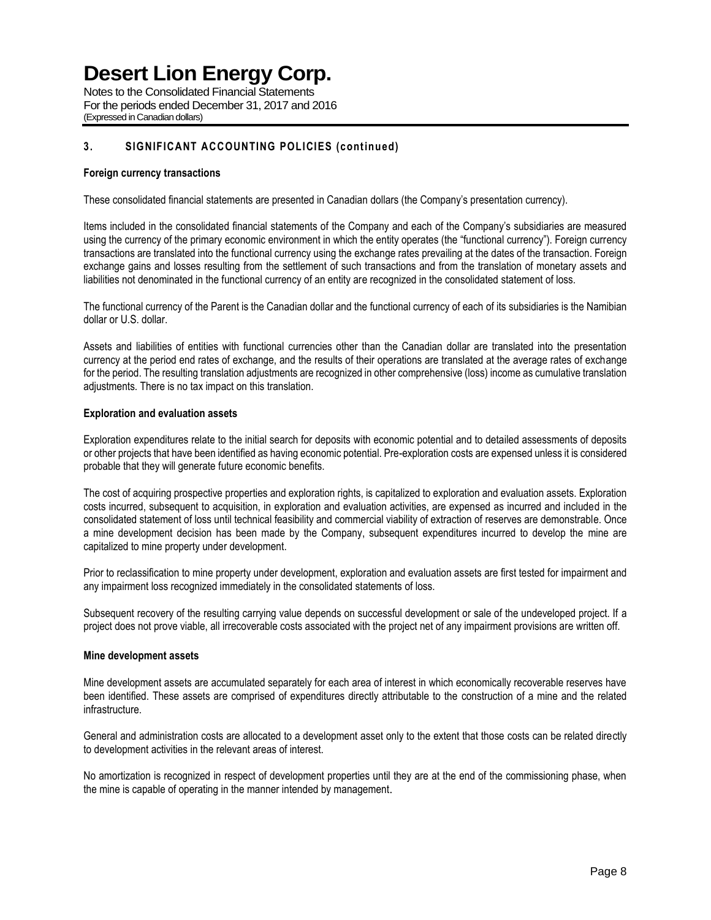## 3. SIGNIFICANT ACCOUNTING POLICIES (continued)

### Foreign currency transactions

These consolidated financial statements are presented in Canadian dollars (the Company's presentation currency).

Items included in the consolidated financial statements of the Company and each of the Company's subsidiaries are measured using the currency of the primary economic environment in which the entity operates (the "functional currency"). Foreign currency transactions are translated into the functional currency using the exchange rates prevailing at the dates of the transaction. Foreign exchange gains and losses resulting from the settlement of such transactions and from the translation of monetary assets and liabilities not denominated in the functional currency of an entity are recognized in the consolidated statement of loss.

The functional currency of the Parent is the Canadian dollar and the functional currency of each of its subsidiaries is the Namibian dollar or U.S. dollar.

Assets and liabilities of entities with functional currencies other than the Canadian dollar are translated into the presentation currency at the period end rates of exchange, and the results of their operations are translated at the average rates of exchange for the period. The resulting translation adjustments are recognized in other comprehensive (loss) income as cumulative translation adjustments. There is no tax impact on this translation.

### Exploration and evaluation assets

Exploration expenditures relate to the initial search for deposits with economic potential and to detailed assessments of deposits or other projects that have been identified as having economic potential. Pre-exploration costs are expensed unless it is considered probable that they will generate future economic benefits.

The cost of acquiring prospective properties and exploration rights, is capitalized to exploration and evaluation assets. Exploration costs incurred, subsequent to acquisition, in exploration and evaluation activities, are expensed as incurred and included in the consolidated statement of loss until technical feasibility and commercial viability of extraction of reserves are demonstrable. Once a mine development decision has been made by the Company, subsequent expenditures incurred to develop the mine are capitalized to mine property under development.

Prior to reclassification to mine property under development, exploration and evaluation assets are first tested for impairment and any impairment loss recognized immediately in the consolidated statements of loss.

Subsequent recovery of the resulting carrying value depends on successful development or sale of the undeveloped project. If a project does not prove viable, all irrecoverable costs associated with the project net of any impairment provisions are written off.

### Mine development assets

Mine development assets are accumulated separately for each area of interest in which economically recoverable reserves have been identified. These assets are comprised of expenditures directly attributable to the construction of a mine and the related infrastructure.

General and administration costs are allocated to a development asset only to the extent that those costs can be related directly to development activities in the relevant areas of interest.

No amortization is recognized in respect of development properties until they are at the end of the commissioning phase, when the mine is capable of operating in the manner intended by management.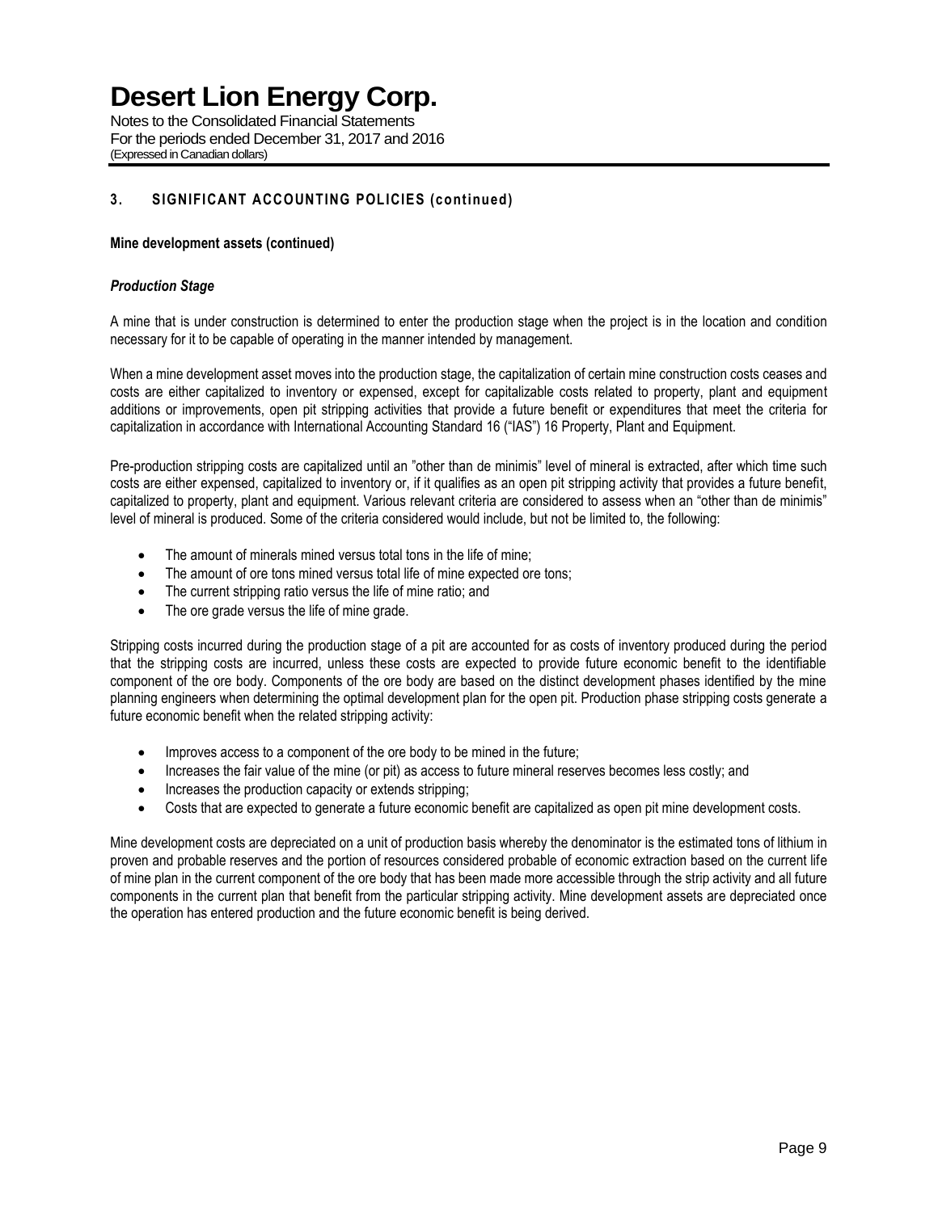## 3. SIGNIFICANT ACCOUNTING POLICIES (continued)

**Mine development assets (continued)**

***Production Stage***

A mine that is under construction is determined to enter the production stage when the project is in the location and condition necessary for it to be capable of operating in the manner intended by management.

When a mine development asset moves into the production stage, the capitalization of certain mine construction costs ceases and costs are either capitalized to inventory or expensed, except for capitalizable costs related to property, plant and equipment additions or improvements, open pit stripping activities that provide a future benefit or expenditures that meet the criteria for capitalization in accordance with International Accounting Standard 16 ("IAS") 16 Property, Plant and Equipment.

Pre-production stripping costs are capitalized until an "other than de minimis" level of mineral is extracted, after which time such costs are either expensed, capitalized to inventory or, if it qualifies as an open pit stripping activity that provides a future benefit, capitalized to property, plant and equipment. Various relevant criteria are considered to assess when an "other than de minimis" level of mineral is produced. Some of the criteria considered would include, but not be limited to, the following:

- The amount of minerals mined versus total tons in the life of mine;
- The amount of ore tons mined versus total life of mine expected ore tons;
- The current stripping ratio versus the life of mine ratio; and
- The ore grade versus the life of mine grade.

Stripping costs incurred during the production stage of a pit are accounted for as costs of inventory produced during the period that the stripping costs are incurred, unless these costs are expected to provide future economic benefit to the identifiable component of the ore body. Components of the ore body are based on the distinct development phases identified by the mine planning engineers when determining the optimal development plan for the open pit. Production phase stripping costs generate a future economic benefit when the related stripping activity:

- Improves access to a component of the ore body to be mined in the future;
- Increases the fair value of the mine (or pit) as access to future mineral reserves becomes less costly; and
- Increases the production capacity or extends stripping;
- Costs that are expected to generate a future economic benefit are capitalized as open pit mine development costs.

Mine development costs are depreciated on a unit of production basis whereby the denominator is the estimated tons of lithium in proven and probable reserves and the portion of resources considered probable of economic extraction based on the current life of mine plan in the current component of the ore body that has been made more accessible through the strip activity and all future components in the current plan that benefit from the particular stripping activity. Mine development assets are depreciated once the operation has entered production and the future economic benefit is being derived.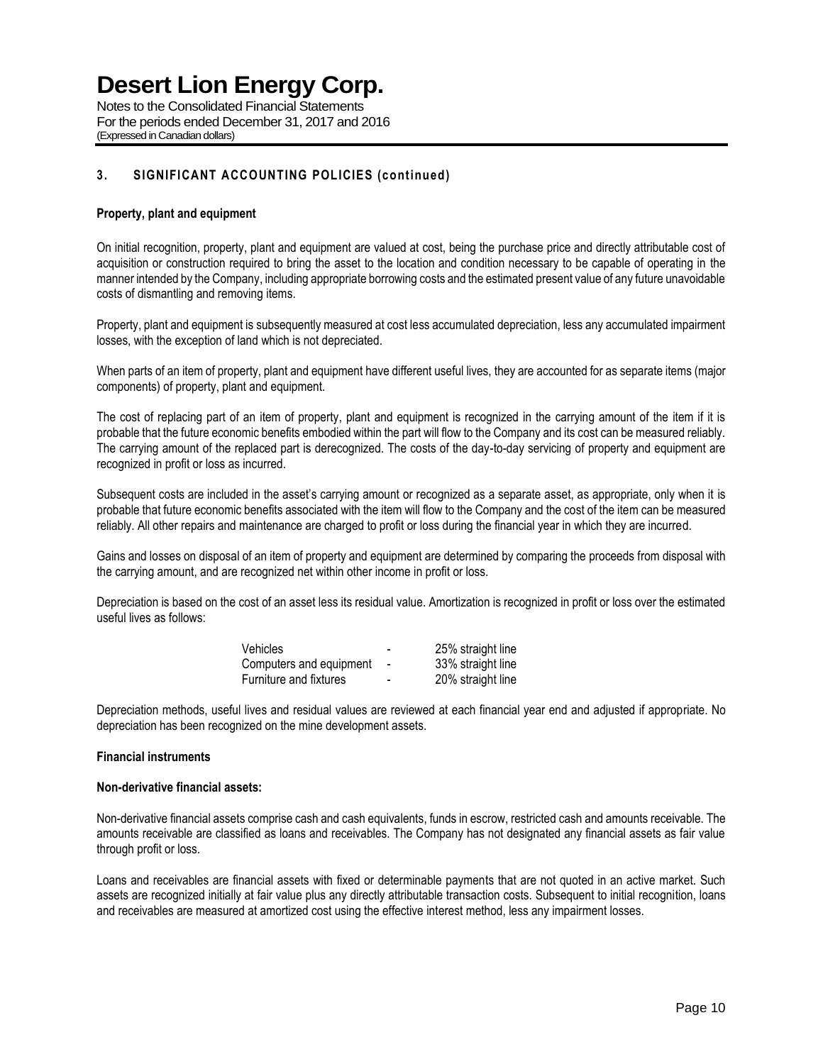## 3. SIGNIFICANT ACCOUNTING POLICIES (continued)

**Property, plant and equipment**

On initial recognition, property, plant and equipment are valued at cost, being the purchase price and directly attributable cost of acquisition or construction required to bring the asset to the location and condition necessary to be capable of operating in the manner intended by the Company, including appropriate borrowing costs and the estimated present value of any future unavoidable costs of dismantling and removing items.

Property, plant and equipment is subsequently measured at cost less accumulated depreciation, less any accumulated impairment losses, with the exception of land which is not depreciated.

When parts of an item of property, plant and equipment have different useful lives, they are accounted for as separate items (major components) of property, plant and equipment.

The cost of replacing part of an item of property, plant and equipment is recognized in the carrying amount of the item if it is probable that the future economic benefits embodied within the part will flow to the Company and its cost can be measured reliably. The carrying amount of the replaced part is derecognized. The costs of the day-to-day servicing of property and equipment are recognized in profit or loss as incurred.

Subsequent costs are included in the asset's carrying amount or recognized as a separate asset, as appropriate, only when it is probable that future economic benefits associated with the item will flow to the Company and the cost of the item can be measured reliably. All other repairs and maintenance are charged to profit or loss during the financial year in which they are incurred.

Gains and losses on disposal of an item of property and equipment are determined by comparing the proceeds from disposal with the carrying amount, and are recognized net within other income in profit or loss.

Depreciation is based on the cost of an asset less its residual value. Amortization is recognized in profit or loss over the estimated useful lives as follows:

| | | |
|---|---|---|
| Vehicles | - | 25% straight line |
| Computers and equipment | - | 33% straight line |
| Furniture and fixtures | - | 20% straight line |

Depreciation methods, useful lives and residual values are reviewed at each financial year end and adjusted if appropriate. No depreciation has been recognized on the mine development assets.

**Financial instruments**

**Non-derivative financial assets:**

Non-derivative financial assets comprise cash and cash equivalents, funds in escrow, restricted cash and amounts receivable. The amounts receivable are classified as loans and receivables. The Company has not designated any financial assets as fair value through profit or loss.

Loans and receivables are financial assets with fixed or determinable payments that are not quoted in an active market. Such assets are recognized initially at fair value plus any directly attributable transaction costs. Subsequent to initial recognition, loans and receivables are measured at amortized cost using the effective interest method, less any impairment losses.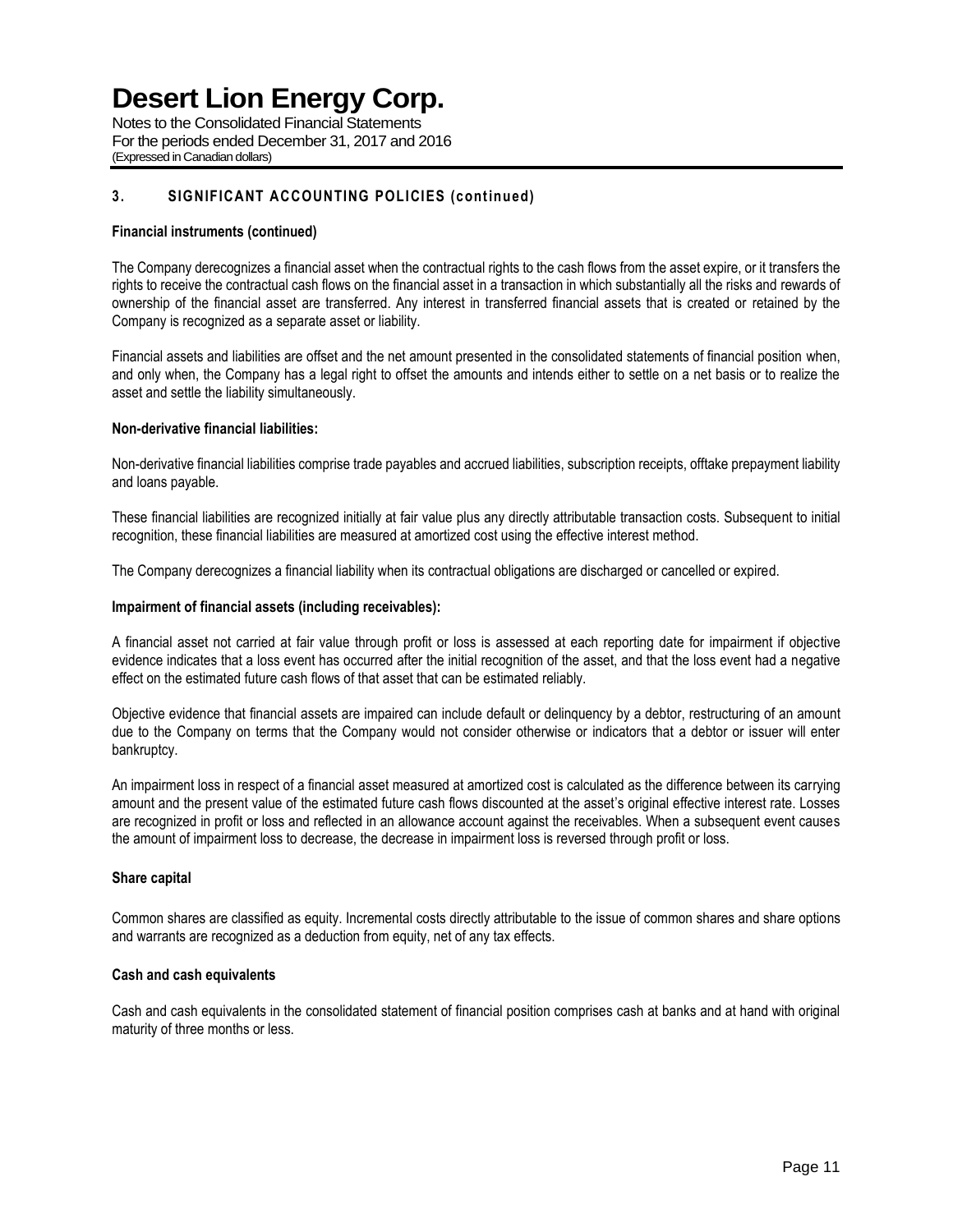## 3. SIGNIFICANT ACCOUNTING POLICIES (continued)

**Financial instruments (continued)**

The Company derecognizes a financial asset when the contractual rights to the cash flows from the asset expire, or it transfers the rights to receive the contractual cash flows on the financial asset in a transaction in which substantially all the risks and rewards of ownership of the financial asset are transferred. Any interest in transferred financial assets that is created or retained by the Company is recognized as a separate asset or liability.

Financial assets and liabilities are offset and the net amount presented in the consolidated statements of financial position when, and only when, the Company has a legal right to offset the amounts and intends either to settle on a net basis or to realize the asset and settle the liability simultaneously.

**Non-derivative financial liabilities:**

Non-derivative financial liabilities comprise trade payables and accrued liabilities, subscription receipts, offtake prepayment liability and loans payable.

These financial liabilities are recognized initially at fair value plus any directly attributable transaction costs. Subsequent to initial recognition, these financial liabilities are measured at amortized cost using the effective interest method.

The Company derecognizes a financial liability when its contractual obligations are discharged or cancelled or expired.

**Impairment of financial assets (including receivables):**

A financial asset not carried at fair value through profit or loss is assessed at each reporting date for impairment if objective evidence indicates that a loss event has occurred after the initial recognition of the asset, and that the loss event had a negative effect on the estimated future cash flows of that asset that can be estimated reliably.

Objective evidence that financial assets are impaired can include default or delinquency by a debtor, restructuring of an amount due to the Company on terms that the Company would not consider otherwise or indicators that a debtor or issuer will enter bankruptcy.

An impairment loss in respect of a financial asset measured at amortized cost is calculated as the difference between its carrying amount and the present value of the estimated future cash flows discounted at the asset's original effective interest rate. Losses are recognized in profit or loss and reflected in an allowance account against the receivables. When a subsequent event causes the amount of impairment loss to decrease, the decrease in impairment loss is reversed through profit or loss.

**Share capital**

Common shares are classified as equity. Incremental costs directly attributable to the issue of common shares and share options and warrants are recognized as a deduction from equity, net of any tax effects.

**Cash and cash equivalents**

Cash and cash equivalents in the consolidated statement of financial position comprises cash at banks and at hand with original maturity of three months or less.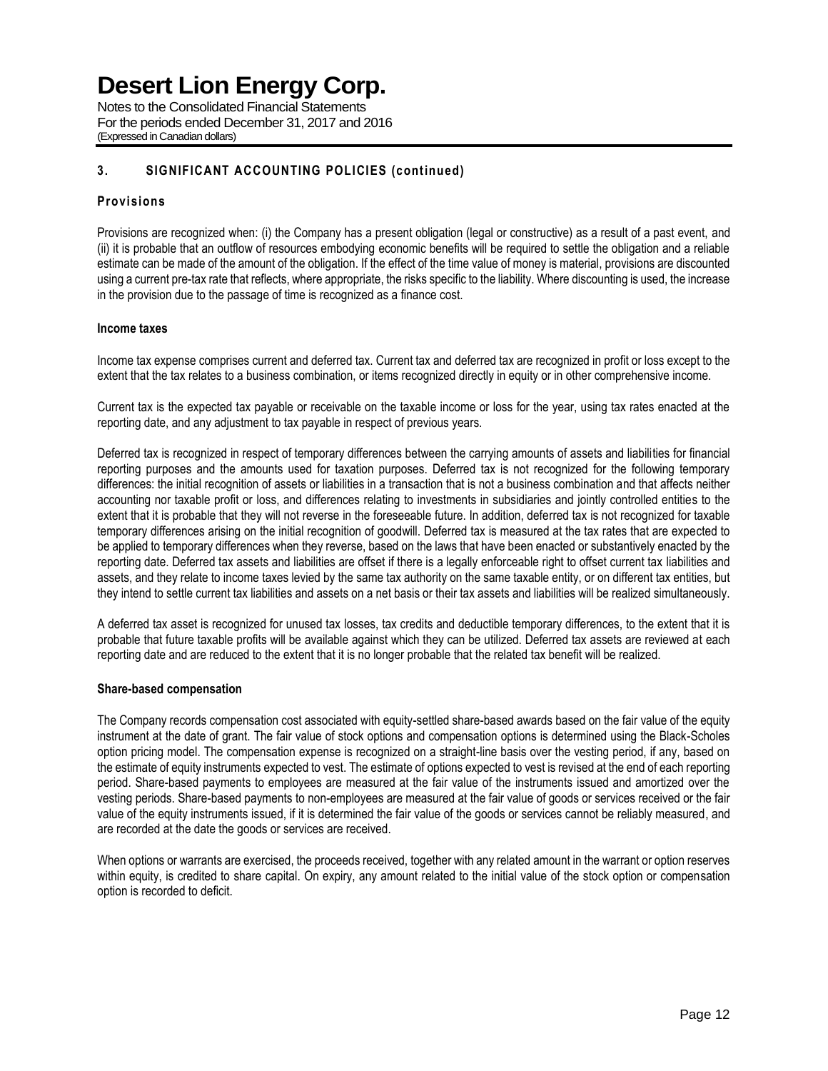## 3. SIGNIFICANT ACCOUNTING POLICIES (continued)

### Provisions

Provisions are recognized when: (i) the Company has a present obligation (legal or constructive) as a result of a past event, and (ii) it is probable that an outflow of resources embodying economic benefits will be required to settle the obligation and a reliable estimate can be made of the amount of the obligation. If the effect of the time value of money is material, provisions are discounted using a current pre-tax rate that reflects, where appropriate, the risks specific to the liability. Where discounting is used, the increase in the provision due to the passage of time is recognized as a finance cost.

### Income taxes

Income tax expense comprises current and deferred tax. Current tax and deferred tax are recognized in profit or loss except to the extent that the tax relates to a business combination, or items recognized directly in equity or in other comprehensive income.

Current tax is the expected tax payable or receivable on the taxable income or loss for the year, using tax rates enacted at the reporting date, and any adjustment to tax payable in respect of previous years.

Deferred tax is recognized in respect of temporary differences between the carrying amounts of assets and liabilities for financial reporting purposes and the amounts used for taxation purposes. Deferred tax is not recognized for the following temporary differences: the initial recognition of assets or liabilities in a transaction that is not a business combination and that affects neither accounting nor taxable profit or loss, and differences relating to investments in subsidiaries and jointly controlled entities to the extent that it is probable that they will not reverse in the foreseeable future. In addition, deferred tax is not recognized for taxable temporary differences arising on the initial recognition of goodwill. Deferred tax is measured at the tax rates that are expected to be applied to temporary differences when they reverse, based on the laws that have been enacted or substantively enacted by the reporting date. Deferred tax assets and liabilities are offset if there is a legally enforceable right to offset current tax liabilities and assets, and they relate to income taxes levied by the same tax authority on the same taxable entity, or on different tax entities, but they intend to settle current tax liabilities and assets on a net basis or their tax assets and liabilities will be realized simultaneously.

A deferred tax asset is recognized for unused tax losses, tax credits and deductible temporary differences, to the extent that it is probable that future taxable profits will be available against which they can be utilized. Deferred tax assets are reviewed at each reporting date and are reduced to the extent that it is no longer probable that the related tax benefit will be realized.

### Share-based compensation

The Company records compensation cost associated with equity-settled share-based awards based on the fair value of the equity instrument at the date of grant. The fair value of stock options and compensation options is determined using the Black-Scholes option pricing model. The compensation expense is recognized on a straight-line basis over the vesting period, if any, based on the estimate of equity instruments expected to vest. The estimate of options expected to vest is revised at the end of each reporting period. Share-based payments to employees are measured at the fair value of the instruments issued and amortized over the vesting periods. Share-based payments to non-employees are measured at the fair value of goods or services received or the fair value of the equity instruments issued, if it is determined the fair value of the goods or services cannot be reliably measured, and are recorded at the date the goods or services are received.

When options or warrants are exercised, the proceeds received, together with any related amount in the warrant or option reserves within equity, is credited to share capital. On expiry, any amount related to the initial value of the stock option or compensation option is recorded to deficit.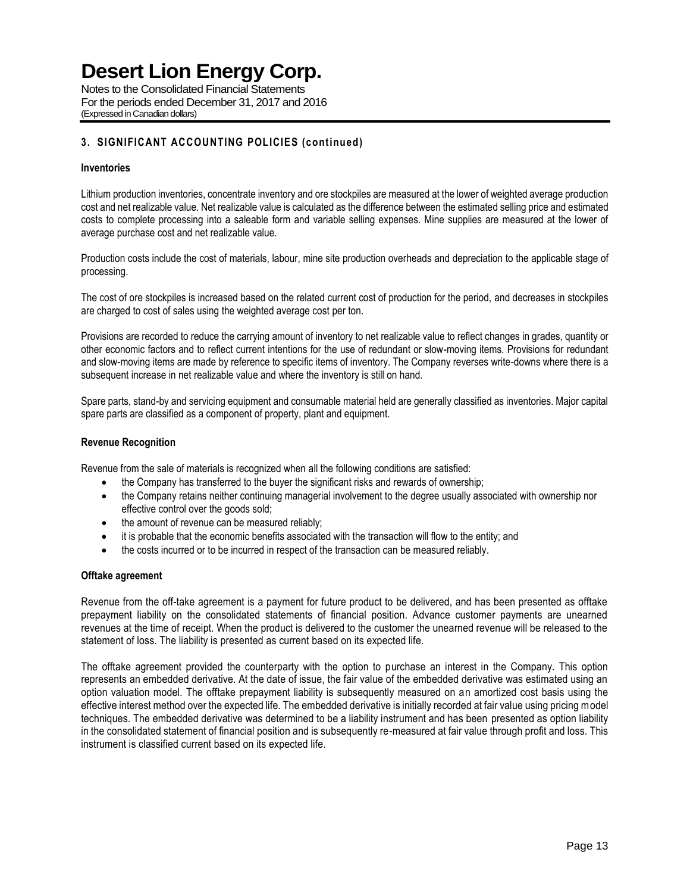## 3. SIGNIFICANT ACCOUNTING POLICIES (continued)

### Inventories

Lithium production inventories, concentrate inventory and ore stockpiles are measured at the lower of weighted average production cost and net realizable value. Net realizable value is calculated as the difference between the estimated selling price and estimated costs to complete processing into a saleable form and variable selling expenses. Mine supplies are measured at the lower of average purchase cost and net realizable value.

Production costs include the cost of materials, labour, mine site production overheads and depreciation to the applicable stage of processing.

The cost of ore stockpiles is increased based on the related current cost of production for the period, and decreases in stockpiles are charged to cost of sales using the weighted average cost per ton.

Provisions are recorded to reduce the carrying amount of inventory to net realizable value to reflect changes in grades, quantity or other economic factors and to reflect current intentions for the use of redundant or slow-moving items. Provisions for redundant and slow-moving items are made by reference to specific items of inventory. The Company reverses write-downs where there is a subsequent increase in net realizable value and where the inventory is still on hand.

Spare parts, stand-by and servicing equipment and consumable material held are generally classified as inventories. Major capital spare parts are classified as a component of property, plant and equipment.

### Revenue Recognition

Revenue from the sale of materials is recognized when all the following conditions are satisfied:

- the Company has transferred to the buyer the significant risks and rewards of ownership;
- the Company retains neither continuing managerial involvement to the degree usually associated with ownership nor effective control over the goods sold;
- the amount of revenue can be measured reliably;
- it is probable that the economic benefits associated with the transaction will flow to the entity; and
- the costs incurred or to be incurred in respect of the transaction can be measured reliably.

### Offtake agreement

Revenue from the off-take agreement is a payment for future product to be delivered, and has been presented as offtake prepayment liability on the consolidated statements of financial position. Advance customer payments are unearned revenues at the time of receipt. When the product is delivered to the customer the unearned revenue will be released to the statement of loss. The liability is presented as current based on its expected life.

The offtake agreement provided the counterparty with the option to purchase an interest in the Company. This option represents an embedded derivative. At the date of issue, the fair value of the embedded derivative was estimated using an option valuation model. The offtake prepayment liability is subsequently measured on an amortized cost basis using the effective interest method over the expected life. The embedded derivative is initially recorded at fair value using pricing model techniques. The embedded derivative was determined to be a liability instrument and has been presented as option liability in the consolidated statement of financial position and is subsequently re-measured at fair value through profit and loss. This instrument is classified current based on its expected life.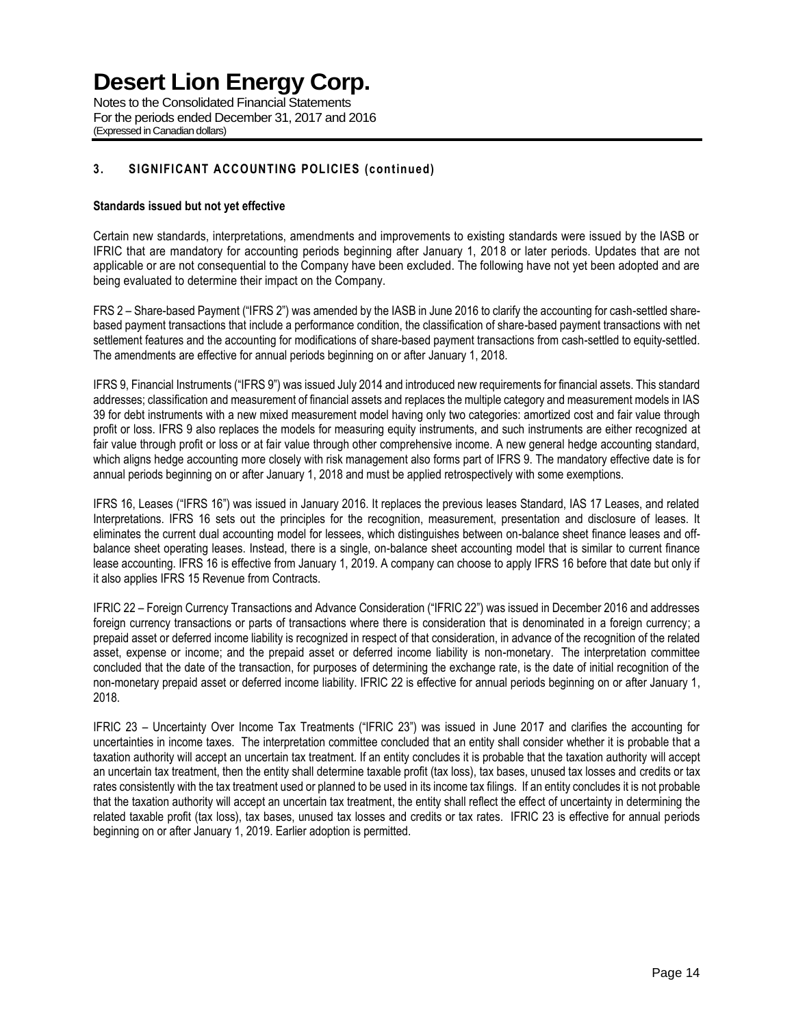## 3. SIGNIFICANT ACCOUNTING POLICIES (continued)

### Standards issued but not yet effective

Certain new standards, interpretations, amendments and improvements to existing standards were issued by the IASB or IFRIC that are mandatory for accounting periods beginning after January 1, 2018 or later periods. Updates that are not applicable or are not consequential to the Company have been excluded. The following have not yet been adopted and are being evaluated to determine their impact on the Company.

FRS 2 – Share-based Payment ("IFRS 2") was amended by the IASB in June 2016 to clarify the accounting for cash-settled share-based payment transactions that include a performance condition, the classification of share-based payment transactions with net settlement features and the accounting for modifications of share-based payment transactions from cash-settled to equity-settled. The amendments are effective for annual periods beginning on or after January 1, 2018.

IFRS 9, Financial Instruments ("IFRS 9") was issued July 2014 and introduced new requirements for financial assets. This standard addresses; classification and measurement of financial assets and replaces the multiple category and measurement models in IAS 39 for debt instruments with a new mixed measurement model having only two categories: amortized cost and fair value through profit or loss. IFRS 9 also replaces the models for measuring equity instruments, and such instruments are either recognized at fair value through profit or loss or at fair value through other comprehensive income. A new general hedge accounting standard, which aligns hedge accounting more closely with risk management also forms part of IFRS 9. The mandatory effective date is for annual periods beginning on or after January 1, 2018 and must be applied retrospectively with some exemptions.

IFRS 16, Leases ("IFRS 16") was issued in January 2016. It replaces the previous leases Standard, IAS 17 Leases, and related Interpretations. IFRS 16 sets out the principles for the recognition, measurement, presentation and disclosure of leases. It eliminates the current dual accounting model for lessees, which distinguishes between on-balance sheet finance leases and off-balance sheet operating leases. Instead, there is a single, on-balance sheet accounting model that is similar to current finance lease accounting. IFRS 16 is effective from January 1, 2019. A company can choose to apply IFRS 16 before that date but only if it also applies IFRS 15 Revenue from Contracts.

IFRIC 22 – Foreign Currency Transactions and Advance Consideration ("IFRIC 22") was issued in December 2016 and addresses foreign currency transactions or parts of transactions where there is consideration that is denominated in a foreign currency; a prepaid asset or deferred income liability is recognized in respect of that consideration, in advance of the recognition of the related asset, expense or income; and the prepaid asset or deferred income liability is non-monetary. The interpretation committee concluded that the date of the transaction, for purposes of determining the exchange rate, is the date of initial recognition of the non-monetary prepaid asset or deferred income liability. IFRIC 22 is effective for annual periods beginning on or after January 1, 2018.

IFRIC 23 – Uncertainty Over Income Tax Treatments ("IFRIC 23") was issued in June 2017 and clarifies the accounting for uncertainties in income taxes. The interpretation committee concluded that an entity shall consider whether it is probable that a taxation authority will accept an uncertain tax treatment. If an entity concludes it is probable that the taxation authority will accept an uncertain tax treatment, then the entity shall determine taxable profit (tax loss), tax bases, unused tax losses and credits or tax rates consistently with the tax treatment used or planned to be used in its income tax filings. If an entity concludes it is not probable that the taxation authority will accept an uncertain tax treatment, the entity shall reflect the effect of uncertainty in determining the related taxable profit (tax loss), tax bases, unused tax losses and credits or tax rates. IFRIC 23 is effective for annual periods beginning on or after January 1, 2019. Earlier adoption is permitted.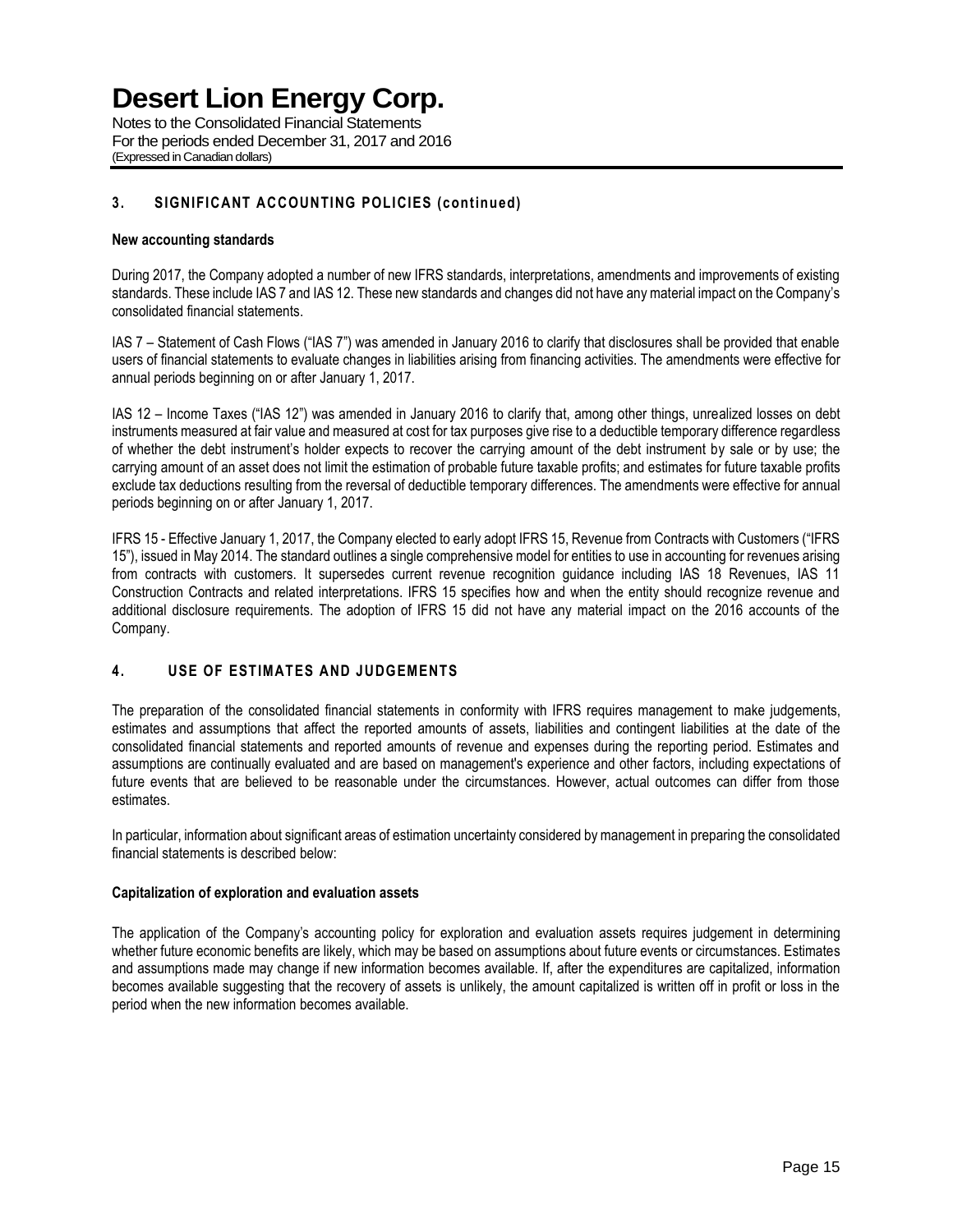## 3. SIGNIFICANT ACCOUNTING POLICIES (continued)

**New accounting standards**

During 2017, the Company adopted a number of new IFRS standards, interpretations, amendments and improvements of existing standards. These include IAS 7 and IAS 12. These new standards and changes did not have any material impact on the Company's consolidated financial statements.

IAS 7 – Statement of Cash Flows ("IAS 7") was amended in January 2016 to clarify that disclosures shall be provided that enable users of financial statements to evaluate changes in liabilities arising from financing activities. The amendments were effective for annual periods beginning on or after January 1, 2017.

IAS 12 – Income Taxes ("IAS 12") was amended in January 2016 to clarify that, among other things, unrealized losses on debt instruments measured at fair value and measured at cost for tax purposes give rise to a deductible temporary difference regardless of whether the debt instrument's holder expects to recover the carrying amount of the debt instrument by sale or by use; the carrying amount of an asset does not limit the estimation of probable future taxable profits; and estimates for future taxable profits exclude tax deductions resulting from the reversal of deductible temporary differences. The amendments were effective for annual periods beginning on or after January 1, 2017.

IFRS 15 - Effective January 1, 2017, the Company elected to early adopt IFRS 15, Revenue from Contracts with Customers ("IFRS 15"), issued in May 2014. The standard outlines a single comprehensive model for entities to use in accounting for revenues arising from contracts with customers. It supersedes current revenue recognition guidance including IAS 18 Revenues, IAS 11 Construction Contracts and related interpretations. IFRS 15 specifies how and when the entity should recognize revenue and additional disclosure requirements. The adoption of IFRS 15 did not have any material impact on the 2016 accounts of the Company.

## 4. USE OF ESTIMATES AND JUDGEMENTS

The preparation of the consolidated financial statements in conformity with IFRS requires management to make judgements, estimates and assumptions that affect the reported amounts of assets, liabilities and contingent liabilities at the date of the consolidated financial statements and reported amounts of revenue and expenses during the reporting period. Estimates and assumptions are continually evaluated and are based on management's experience and other factors, including expectations of future events that are believed to be reasonable under the circumstances. However, actual outcomes can differ from those estimates.

In particular, information about significant areas of estimation uncertainty considered by management in preparing the consolidated financial statements is described below:

**Capitalization of exploration and evaluation assets**

The application of the Company's accounting policy for exploration and evaluation assets requires judgement in determining whether future economic benefits are likely, which may be based on assumptions about future events or circumstances. Estimates and assumptions made may change if new information becomes available. If, after the expenditures are capitalized, information becomes available suggesting that the recovery of assets is unlikely, the amount capitalized is written off in profit or loss in the period when the new information becomes available.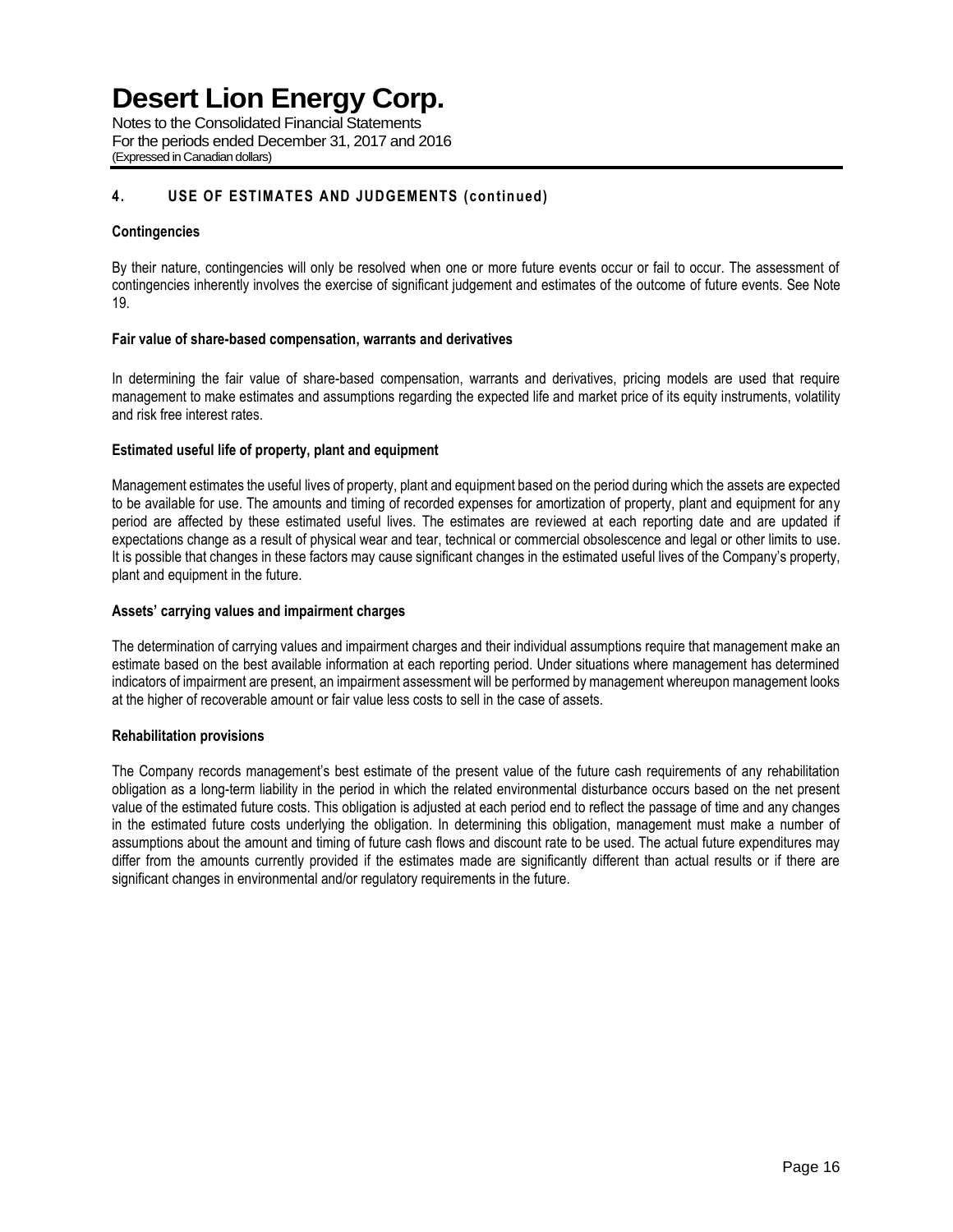## 4. USE OF ESTIMATES AND JUDGEMENTS (continued)

**Contingencies**

By their nature, contingencies will only be resolved when one or more future events occur or fail to occur. The assessment of contingencies inherently involves the exercise of significant judgement and estimates of the outcome of future events. See Note 19.

**Fair value of share-based compensation, warrants and derivatives**

In determining the fair value of share-based compensation, warrants and derivatives, pricing models are used that require management to make estimates and assumptions regarding the expected life and market price of its equity instruments, volatility and risk free interest rates.

**Estimated useful life of property, plant and equipment**

Management estimates the useful lives of property, plant and equipment based on the period during which the assets are expected to be available for use. The amounts and timing of recorded expenses for amortization of property, plant and equipment for any period are affected by these estimated useful lives. The estimates are reviewed at each reporting date and are updated if expectations change as a result of physical wear and tear, technical or commercial obsolescence and legal or other limits to use. It is possible that changes in these factors may cause significant changes in the estimated useful lives of the Company's property, plant and equipment in the future.

**Assets' carrying values and impairment charges**

The determination of carrying values and impairment charges and their individual assumptions require that management make an estimate based on the best available information at each reporting period. Under situations where management has determined indicators of impairment are present, an impairment assessment will be performed by management whereupon management looks at the higher of recoverable amount or fair value less costs to sell in the case of assets.

**Rehabilitation provisions**

The Company records management's best estimate of the present value of the future cash requirements of any rehabilitation obligation as a long-term liability in the period in which the related environmental disturbance occurs based on the net present value of the estimated future costs. This obligation is adjusted at each period end to reflect the passage of time and any changes in the estimated future costs underlying the obligation. In determining this obligation, management must make a number of assumptions about the amount and timing of future cash flows and discount rate to be used. The actual future expenditures may differ from the amounts currently provided if the estimates made are significantly different than actual results or if there are significant changes in environmental and/or regulatory requirements in the future.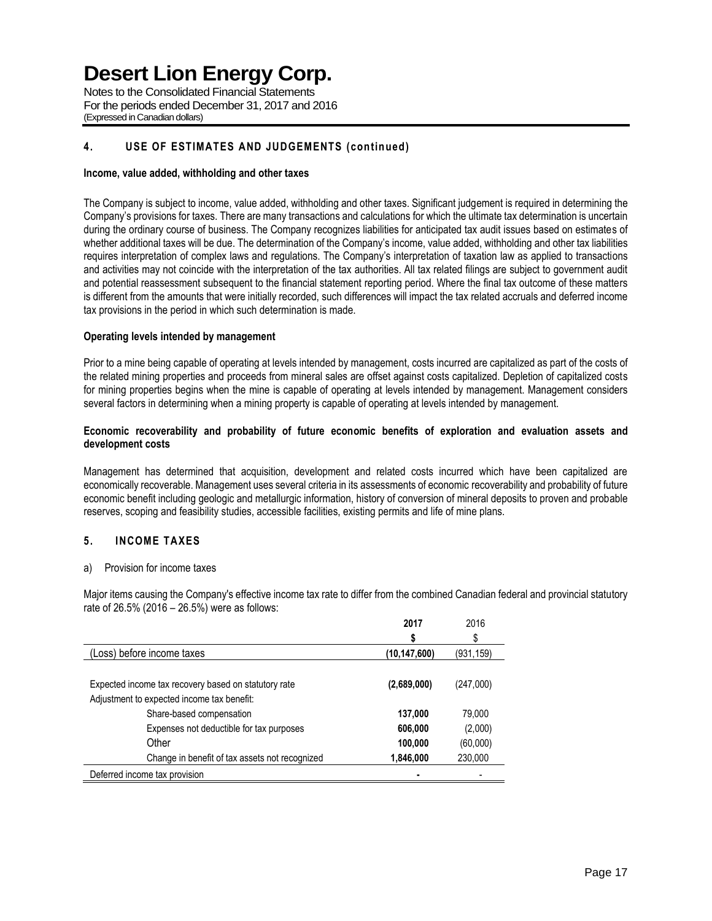## 4. USE OF ESTIMATES AND JUDGEMENTS (continued)

**Income, value added, withholding and other taxes**

The Company is subject to income, value added, withholding and other taxes. Significant judgement is required in determining the Company's provisions for taxes. There are many transactions and calculations for which the ultimate tax determination is uncertain during the ordinary course of business. The Company recognizes liabilities for anticipated tax audit issues based on estimates of whether additional taxes will be due. The determination of the Company's income, value added, withholding and other tax liabilities requires interpretation of complex laws and regulations. The Company's interpretation of taxation law as applied to transactions and activities may not coincide with the interpretation of the tax authorities. All tax related filings are subject to government audit and potential reassessment subsequent to the financial statement reporting period. Where the final tax outcome of these matters is different from the amounts that were initially recorded, such differences will impact the tax related accruals and deferred income tax provisions in the period in which such determination is made.

**Operating levels intended by management**

Prior to a mine being capable of operating at levels intended by management, costs incurred are capitalized as part of the costs of the related mining properties and proceeds from mineral sales are offset against costs capitalized. Depletion of capitalized costs for mining properties begins when the mine is capable of operating at levels intended by management. Management considers several factors in determining when a mining property is capable of operating at levels intended by management.

**Economic recoverability and probability of future economic benefits of exploration and evaluation assets and development costs**

Management has determined that acquisition, development and related costs incurred which have been capitalized are economically recoverable. Management uses several criteria in its assessments of economic recoverability and probability of future economic benefit including geologic and metallurgic information, history of conversion of mineral deposits to proven and probable reserves, scoping and feasibility studies, accessible facilities, existing permits and life of mine plans.

## 5. INCOME TAXES

a) Provision for income taxes

Major items causing the Company's effective income tax rate to differ from the combined Canadian federal and provincial statutory rate of 26.5% (2016 – 26.5%) were as follows:

| | **2017** | 2016 |
|---|---|---|
| | **$** | $ |
| (Loss) before income taxes | **(10,147,600)** | (931,159) |
| | | |
| Expected income tax recovery based on statutory rate | **(2,689,000)** | (247,000) |
| Adjustment to expected income tax benefit: | | |
| Share-based compensation | **137,000** | 79,000 |
| Expenses not deductible for tax purposes | **606,000** | (2,000) |
| Other | **100,000** | (60,000) |
| Change in benefit of tax assets not recognized | **1,846,000** | 230,000 |
| Deferred income tax provision | **-** | - |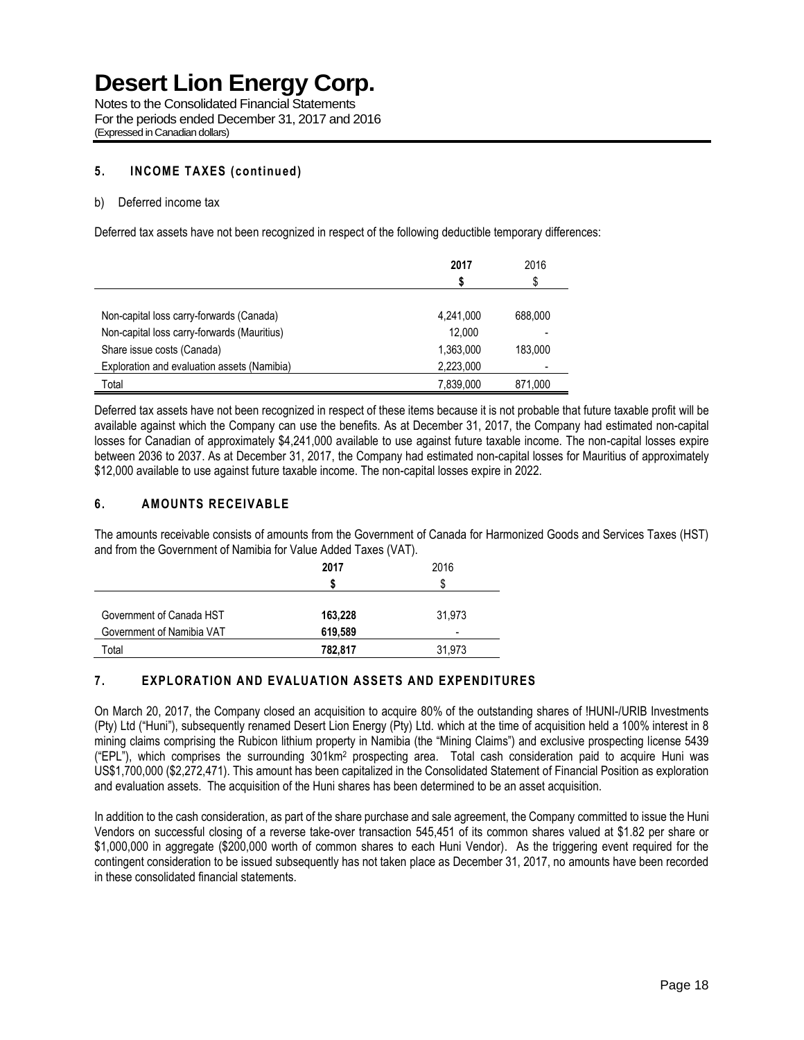# Desert Lion Energy Corp.

Notes to the Consolidated Financial Statements
For the periods ended December 31, 2017 and 2016
(Expressed in Canadian dollars)

## 5. INCOME TAXES (continued)

b) Deferred income tax

Deferred tax assets have not been recognized in respect of the following deductible temporary differences:

| | 2017 | 2016 |
|---|---|---|
| | $ | $ |
| Non-capital loss carry-forwards (Canada) | 4,241,000 | 688,000 |
| Non-capital loss carry-forwards (Mauritius) | 12,000 | - |
| Share issue costs (Canada) | 1,363,000 | 183,000 |
| Exploration and evaluation assets (Namibia) | 2,223,000 | - |
| Total | 7,839,000 | 871,000 |

Deferred tax assets have not been recognized in respect of these items because it is not probable that future taxable profit will be available against which the Company can use the benefits. As at December 31, 2017, the Company had estimated non-capital losses for Canadian of approximately $4,241,000 available to use against future taxable income. The non-capital losses expire between 2036 to 2037. As at December 31, 2017, the Company had estimated non-capital losses for Mauritius of approximately $12,000 available to use against future taxable income. The non-capital losses expire in 2022.

## 6. AMOUNTS RECEIVABLE

The amounts receivable consists of amounts from the Government of Canada for Harmonized Goods and Services Taxes (HST) and from the Government of Namibia for Value Added Taxes (VAT).

| | 2017 | 2016 |
|---|---|---|
| | $ | $ |
| Government of Canada HST | 163,228 | 31,973 |
| Government of Namibia VAT | 619,589 | - |
| Total | 782,817 | 31,973 |

## 7. EXPLORATION AND EVALUATION ASSETS AND EXPENDITURES

On March 20, 2017, the Company closed an acquisition to acquire 80% of the outstanding shares of !HUNI-/URIB Investments (Pty) Ltd ("Huni"), subsequently renamed Desert Lion Energy (Pty) Ltd. which at the time of acquisition held a 100% interest in 8 mining claims comprising the Rubicon lithium property in Namibia (the "Mining Claims") and exclusive prospecting license 5439 ("EPL"), which comprises the surrounding 301km$^2$ prospecting area. Total cash consideration paid to acquire Huni was US$1,700,000 ($2,272,471). This amount has been capitalized in the Consolidated Statement of Financial Position as exploration and evaluation assets. The acquisition of the Huni shares has been determined to be an asset acquisition.

In addition to the cash consideration, as part of the share purchase and sale agreement, the Company committed to issue the Huni Vendors on successful closing of a reverse take-over transaction 545,451 of its common shares valued at $1.82 per share or $1,000,000 in aggregate ($200,000 worth of common shares to each Huni Vendor). As the triggering event required for the contingent consideration to be issued subsequently has not taken place as December 31, 2017, no amounts have been recorded in these consolidated financial statements.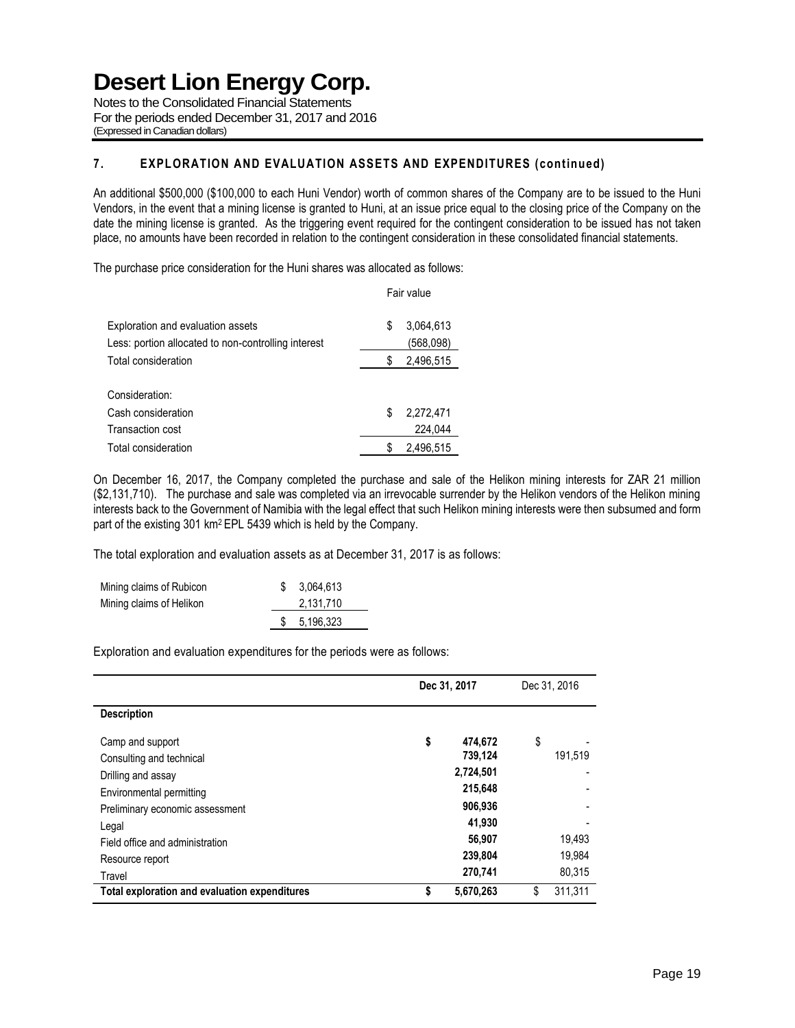## 7. EXPLORATION AND EVALUATION ASSETS AND EXPENDITURES (continued)

An additional \$500,000 (\$100,000 to each Huni Vendor) worth of common shares of the Company are to be issued to the Huni Vendors, in the event that a mining license is granted to Huni, at an issue price equal to the closing price of the Company on the date the mining license is granted. As the triggering event required for the contingent consideration to be issued has not taken place, no amounts have been recorded in relation to the contingent consideration in these consolidated financial statements.

The purchase price consideration for the Huni shares was allocated as follows:

| | Fair value |
|---|---|
| Exploration and evaluation assets | \$ 3,064,613 |
| Less: portion allocated to non-controlling interest | (568,098) |
| Total consideration | \$ 2,496,515 |
| | |
| Consideration: | |
| Cash consideration | \$ 2,272,471 |
| Transaction cost | 224,044 |
| Total consideration | \$ 2,496,515 |

On December 16, 2017, the Company completed the purchase and sale of the Helikon mining interests for ZAR 21 million (\$2,131,710). The purchase and sale was completed via an irrevocable surrender by the Helikon vendors of the Helikon mining interests back to the Government of Namibia with the legal effect that such Helikon mining interests were then subsumed and form part of the existing 301 km$^2$ EPL 5439 which is held by the Company.

The total exploration and evaluation assets as at December 31, 2017 is as follows:

| | |
|---|---|
| Mining claims of Rubicon | \$ 3,064,613 |
| Mining claims of Helikon | 2,131,710 |
| | \$ 5,196,323 |

Exploration and evaluation expenditures for the periods were as follows:

| | **Dec 31, 2017** | Dec 31, 2016 |
|---|---|---|
| **Description** | | |
| Camp and support | **\$ 474,672** | \$ - |
| Consulting and technical | **739,124** | 191,519 |
| Drilling and assay | **2,724,501** | - |
| Environmental permitting | **215,648** | - |
| Preliminary economic assessment | **906,936** | - |
| Legal | **41,930** | - |
| Field office and administration | **56,907** | 19,493 |
| Resource report | **239,804** | 19,984 |
| Travel | **270,741** | 80,315 |
| **Total exploration and evaluation expenditures** | **\$ 5,670,263** | \$ 311,311 |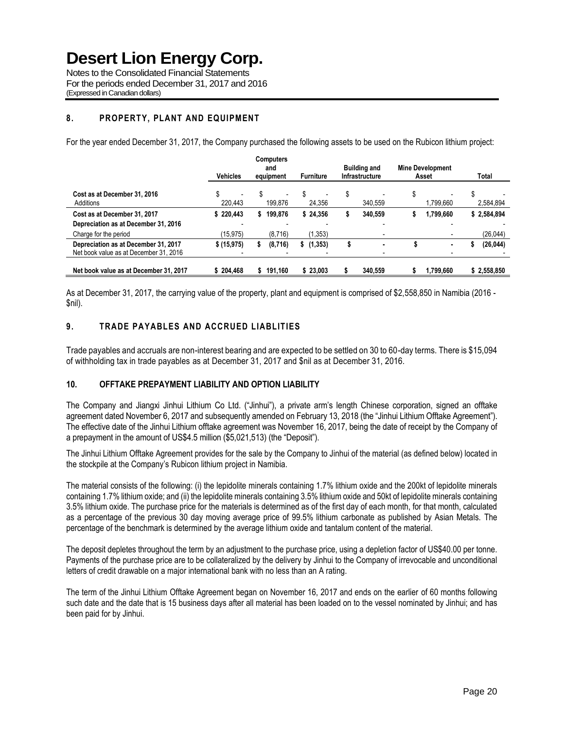# Desert Lion Energy Corp.

Notes to the Consolidated Financial Statements
For the periods ended December 31, 2017 and 2016
(Expressed in Canadian dollars)

## 8. PROPERTY, PLANT AND EQUIPMENT

For the year ended December 31, 2017, the Company purchased the following assets to be used on the Rubicon lithium project:

| | Vehicles | Computers and equipment | Furniture | Building and Infrastructure | Mine Development Asset | Total |
|---|---|---|---|---|---|---|
| **Cost as at December 31, 2016** | $ - | $ - | $ - | $ - | $ - | $ - |
| Additions | 220,443 | 199,876 | 24,356 | 340,559 | 1,799,660 | 2,584,894 |
| **Cost as at December 31, 2017** | **$ 220,443** | **$ 199,876** | **$ 24,356** | **$ 340,559** | **$ 1,799,660** | **$ 2,584,894** |
| **Depreciation as at December 31, 2016** | - | - | - | - | - | - |
| Charge for the period | (15,975) | (8,716) | (1,353) | - | - | (26,044) |
| **Depreciation as at December 31, 2017** | **$ (15,975)** | **$ (8,716)** | **$ (1,353)** | **$ -** | **$ -** | **$ (26,044)** |
| Net book value as at December 31, 2016 | - | - | - | - | - | - |
| **Net book value as at December 31, 2017** | **$ 204,468** | **$ 191,160** | **$ 23,003** | **$ 340,559** | **$ 1,799,660** | **$ 2,558,850** |

As at December 31, 2017, the carrying value of the property, plant and equipment is comprised of $2,558,850 in Namibia (2016 - $nil).

## 9. TRADE PAYABLES AND ACCRUED LIABLITIES

Trade payables and accruals are non-interest bearing and are expected to be settled on 30 to 60-day terms. There is $15,094 of withholding tax in trade payables as at December 31, 2017 and $nil as at December 31, 2016.

## 10. OFFTAKE PREPAYMENT LIABILITY AND OPTION LIABILITY

The Company and Jiangxi Jinhui Lithium Co Ltd. ("Jinhui"), a private arm's length Chinese corporation, signed an offtake agreement dated November 6, 2017 and subsequently amended on February 13, 2018 (the "Jinhui Lithium Offtake Agreement"). The effective date of the Jinhui Lithium offtake agreement was November 16, 2017, being the date of receipt by the Company of a prepayment in the amount of US$4.5 million ($5,021,513) (the "Deposit").

The Jinhui Lithium Offtake Agreement provides for the sale by the Company to Jinhui of the material (as defined below) located in the stockpile at the Company's Rubicon lithium project in Namibia.

The material consists of the following: (i) the lepidolite minerals containing 1.7% lithium oxide and the 200kt of lepidolite minerals containing 1.7% lithium oxide; and (ii) the lepidolite minerals containing 3.5% lithium oxide and 50kt of lepidolite minerals containing 3.5% lithium oxide. The purchase price for the materials is determined as of the first day of each month, for that month, calculated as a percentage of the previous 30 day moving average price of 99.5% lithium carbonate as published by Asian Metals. The percentage of the benchmark is determined by the average lithium oxide and tantalum content of the material.

The deposit depletes throughout the term by an adjustment to the purchase price, using a depletion factor of US$40.00 per tonne. Payments of the purchase price are to be collateralized by the delivery by Jinhui to the Company of irrevocable and unconditional letters of credit drawable on a major international bank with no less than an A rating.

The term of the Jinhui Lithium Offtake Agreement began on November 16, 2017 and ends on the earlier of 60 months following such date and the date that is 15 business days after all material has been loaded on to the vessel nominated by Jinhui; and has been paid for by Jinhui.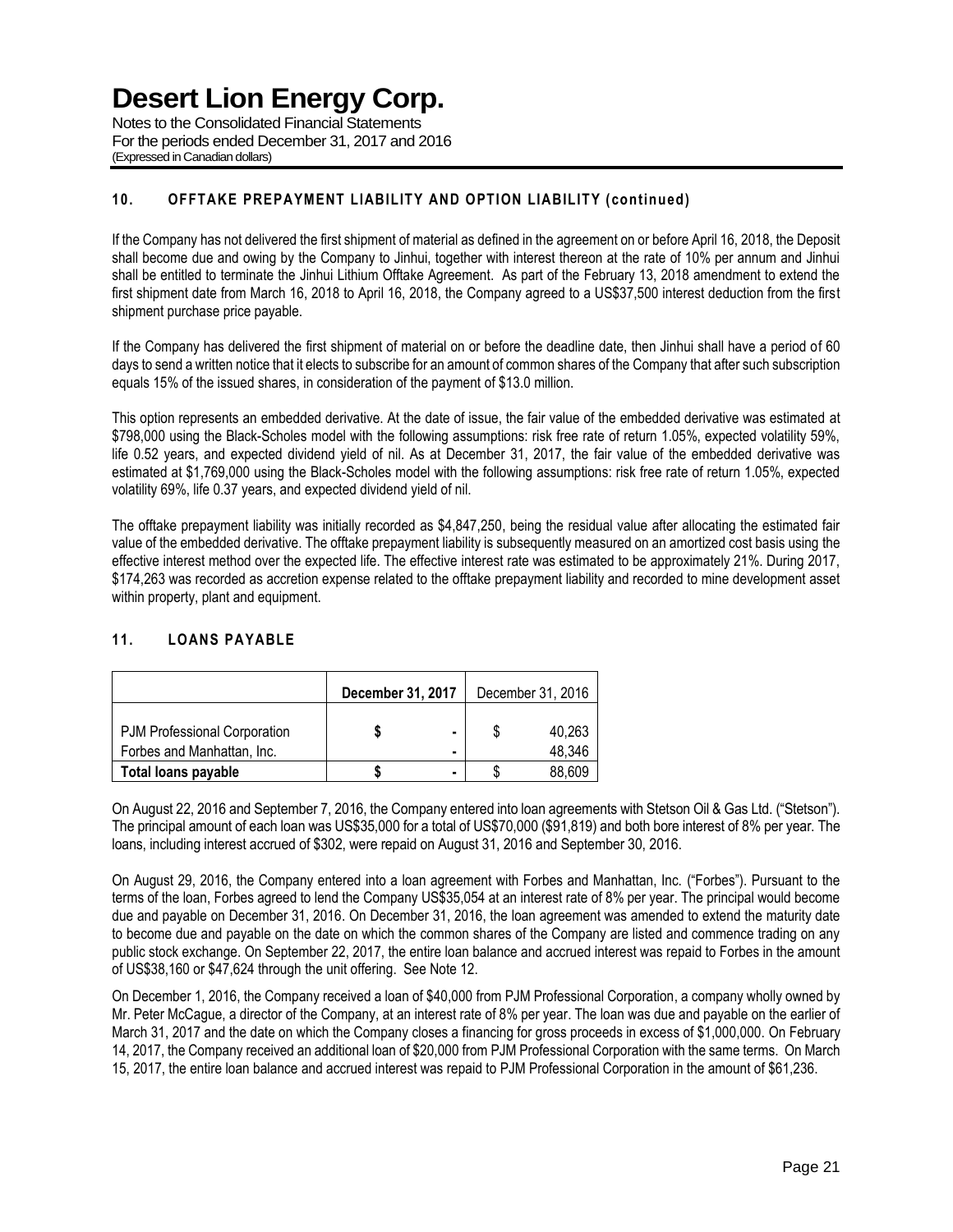## 10. OFFTAKE PREPAYMENT LIABILITY AND OPTION LIABILITY (continued)

If the Company has not delivered the first shipment of material as defined in the agreement on or before April 16, 2018, the Deposit shall become due and owing by the Company to Jinhui, together with interest thereon at the rate of 10% per annum and Jinhui shall be entitled to terminate the Jinhui Lithium Offtake Agreement. As part of the February 13, 2018 amendment to extend the first shipment date from March 16, 2018 to April 16, 2018, the Company agreed to a US$37,500 interest deduction from the first shipment purchase price payable.

If the Company has delivered the first shipment of material on or before the deadline date, then Jinhui shall have a period of 60 days to send a written notice that it elects to subscribe for an amount of common shares of the Company that after such subscription equals 15% of the issued shares, in consideration of the payment of $13.0 million.

This option represents an embedded derivative. At the date of issue, the fair value of the embedded derivative was estimated at $798,000 using the Black-Scholes model with the following assumptions: risk free rate of return 1.05%, expected volatility 59%, life 0.52 years, and expected dividend yield of nil. As at December 31, 2017, the fair value of the embedded derivative was estimated at $1,769,000 using the Black-Scholes model with the following assumptions: risk free rate of return 1.05%, expected volatility 69%, life 0.37 years, and expected dividend yield of nil.

The offtake prepayment liability was initially recorded as $4,847,250, being the residual value after allocating the estimated fair value of the embedded derivative. The offtake prepayment liability is subsequently measured on an amortized cost basis using the effective interest method over the expected life. The effective interest rate was estimated to be approximately 21%. During 2017, $174,263 was recorded as accretion expense related to the offtake prepayment liability and recorded to mine development asset within property, plant and equipment.

## 11. LOANS PAYABLE

| | **December 31, 2017** | December 31, 2016 |
|---|---|---|
| PJM Professional Corporation | $ - | $ 40,263 |
| Forbes and Manhattan, Inc. | - | 48,346 |
| **Total loans payable** | **$ -** | $ 88,609 |

On August 22, 2016 and September 7, 2016, the Company entered into loan agreements with Stetson Oil & Gas Ltd. ("Stetson"). The principal amount of each loan was US$35,000 for a total of US$70,000 ($91,819) and both bore interest of 8% per year. The loans, including interest accrued of $302, were repaid on August 31, 2016 and September 30, 2016.

On August 29, 2016, the Company entered into a loan agreement with Forbes and Manhattan, Inc. ("Forbes"). Pursuant to the terms of the loan, Forbes agreed to lend the Company US$35,054 at an interest rate of 8% per year. The principal would become due and payable on December 31, 2016. On December 31, 2016, the loan agreement was amended to extend the maturity date to become due and payable on the date on which the common shares of the Company are listed and commence trading on any public stock exchange. On September 22, 2017, the entire loan balance and accrued interest was repaid to Forbes in the amount of US$38,160 or $47,624 through the unit offering. See Note 12.

On December 1, 2016, the Company received a loan of $40,000 from PJM Professional Corporation, a company wholly owned by Mr. Peter McCague, a director of the Company, at an interest rate of 8% per year. The loan was due and payable on the earlier of March 31, 2017 and the date on which the Company closes a financing for gross proceeds in excess of $1,000,000. On February 14, 2017, the Company received an additional loan of $20,000 from PJM Professional Corporation with the same terms. On March 15, 2017, the entire loan balance and accrued interest was repaid to PJM Professional Corporation in the amount of $61,236.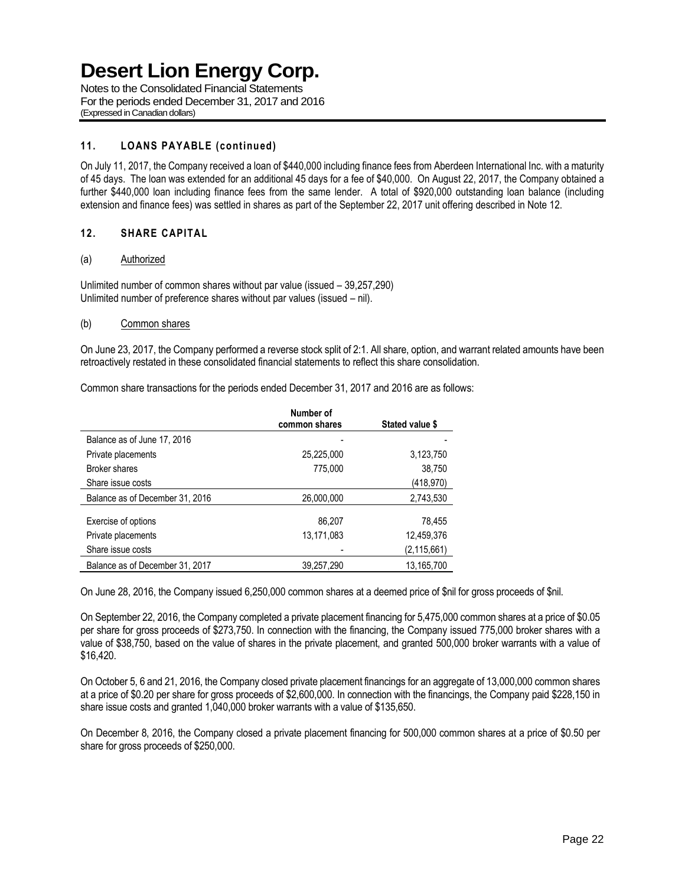## 11. LOANS PAYABLE (continued)

On July 11, 2017, the Company received a loan of $440,000 including finance fees from Aberdeen International Inc. with a maturity of 45 days. The loan was extended for an additional 45 days for a fee of $40,000. On August 22, 2017, the Company obtained a further $440,000 loan including finance fees from the same lender. A total of $920,000 outstanding loan balance (including extension and finance fees) was settled in shares as part of the September 22, 2017 unit offering described in Note 12.

## 12. SHARE CAPITAL

### (a) Authorized

Unlimited number of common shares without par value (issued – 39,257,290)
Unlimited number of preference shares without par values (issued – nil).

### (b) Common shares

On June 23, 2017, the Company performed a reverse stock split of 2:1. All share, option, and warrant related amounts have been retroactively restated in these consolidated financial statements to reflect this share consolidation.

Common share transactions for the periods ended December 31, 2017 and 2016 are as follows:

| | Number of common shares | Stated value $ |
|---|---|---|
| Balance as of June 17, 2016 | - | - |
| Private placements | 25,225,000 | 3,123,750 |
| Broker shares | 775,000 | 38,750 |
| Share issue costs | | (418,970) |
| Balance as of December 31, 2016 | 26,000,000 | 2,743,530 |
| Exercise of options | 86,207 | 78,455 |
| Private placements | 13,171,083 | 12,459,376 |
| Share issue costs | - | (2,115,661) |
| Balance as of December 31, 2017 | 39,257,290 | 13,165,700 |

On June 28, 2016, the Company issued 6,250,000 common shares at a deemed price of $nil for gross proceeds of $nil.

On September 22, 2016, the Company completed a private placement financing for 5,475,000 common shares at a price of $0.05 per share for gross proceeds of $273,750. In connection with the financing, the Company issued 775,000 broker shares with a value of $38,750, based on the value of shares in the private placement, and granted 500,000 broker warrants with a value of $16,420.

On October 5, 6 and 21, 2016, the Company closed private placement financings for an aggregate of 13,000,000 common shares at a price of $0.20 per share for gross proceeds of $2,600,000. In connection with the financings, the Company paid $228,150 in share issue costs and granted 1,040,000 broker warrants with a value of $135,650.

On December 8, 2016, the Company closed a private placement financing for 500,000 common shares at a price of $0.50 per share for gross proceeds of $250,000.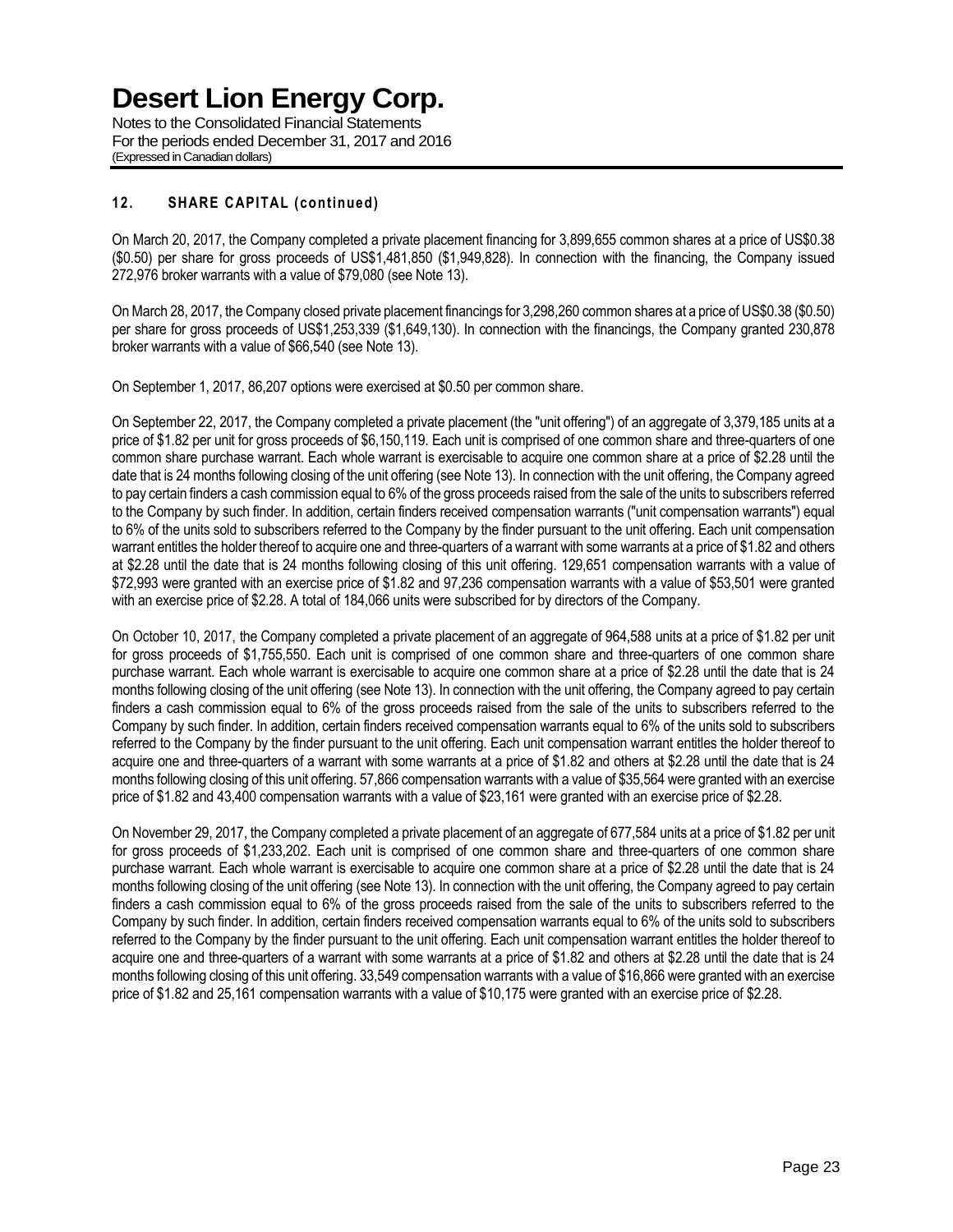## 12. SHARE CAPITAL (continued)

On March 20, 2017, the Company completed a private placement financing for 3,899,655 common shares at a price of US$0.38 ($0.50) per share for gross proceeds of US$1,481,850 ($1,949,828). In connection with the financing, the Company issued 272,976 broker warrants with a value of $79,080 (see Note 13).

On March 28, 2017, the Company closed private placement financings for 3,298,260 common shares at a price of US$0.38 ($0.50) per share for gross proceeds of US$1,253,339 ($1,649,130). In connection with the financings, the Company granted 230,878 broker warrants with a value of $66,540 (see Note 13).

On September 1, 2017, 86,207 options were exercised at $0.50 per common share.

On September 22, 2017, the Company completed a private placement (the "unit offering") of an aggregate of 3,379,185 units at a price of $1.82 per unit for gross proceeds of $6,150,119. Each unit is comprised of one common share and three-quarters of one common share purchase warrant. Each whole warrant is exercisable to acquire one common share at a price of $2.28 until the date that is 24 months following closing of the unit offering (see Note 13). In connection with the unit offering, the Company agreed to pay certain finders a cash commission equal to 6% of the gross proceeds raised from the sale of the units to subscribers referred to the Company by such finder. In addition, certain finders received compensation warrants ("unit compensation warrants") equal to 6% of the units sold to subscribers referred to the Company by the finder pursuant to the unit offering. Each unit compensation warrant entitles the holder thereof to acquire one and three-quarters of a warrant with some warrants at a price of $1.82 and others at $2.28 until the date that is 24 months following closing of this unit offering. 129,651 compensation warrants with a value of $72,993 were granted with an exercise price of $1.82 and 97,236 compensation warrants with a value of $53,501 were granted with an exercise price of $2.28. A total of 184,066 units were subscribed for by directors of the Company.

On October 10, 2017, the Company completed a private placement of an aggregate of 964,588 units at a price of $1.82 per unit for gross proceeds of $1,755,550. Each unit is comprised of one common share and three-quarters of one common share purchase warrant. Each whole warrant is exercisable to acquire one common share at a price of $2.28 until the date that is 24 months following closing of the unit offering (see Note 13). In connection with the unit offering, the Company agreed to pay certain finders a cash commission equal to 6% of the gross proceeds raised from the sale of the units to subscribers referred to the Company by such finder. In addition, certain finders received compensation warrants equal to 6% of the units sold to subscribers referred to the Company by the finder pursuant to the unit offering. Each unit compensation warrant entitles the holder thereof to acquire one and three-quarters of a warrant with some warrants at a price of $1.82 and others at $2.28 until the date that is 24 months following closing of this unit offering. 57,866 compensation warrants with a value of $35,564 were granted with an exercise price of $1.82 and 43,400 compensation warrants with a value of $23,161 were granted with an exercise price of $2.28.

On November 29, 2017, the Company completed a private placement of an aggregate of 677,584 units at a price of $1.82 per unit for gross proceeds of $1,233,202. Each unit is comprised of one common share and three-quarters of one common share purchase warrant. Each whole warrant is exercisable to acquire one common share at a price of $2.28 until the date that is 24 months following closing of the unit offering (see Note 13). In connection with the unit offering, the Company agreed to pay certain finders a cash commission equal to 6% of the gross proceeds raised from the sale of the units to subscribers referred to the Company by such finder. In addition, certain finders received compensation warrants equal to 6% of the units sold to subscribers referred to the Company by the finder pursuant to the unit offering. Each unit compensation warrant entitles the holder thereof to acquire one and three-quarters of a warrant with some warrants at a price of $1.82 and others at $2.28 until the date that is 24 months following closing of this unit offering. 33,549 compensation warrants with a value of $16,866 were granted with an exercise price of $1.82 and 25,161 compensation warrants with a value of $10,175 were granted with an exercise price of $2.28.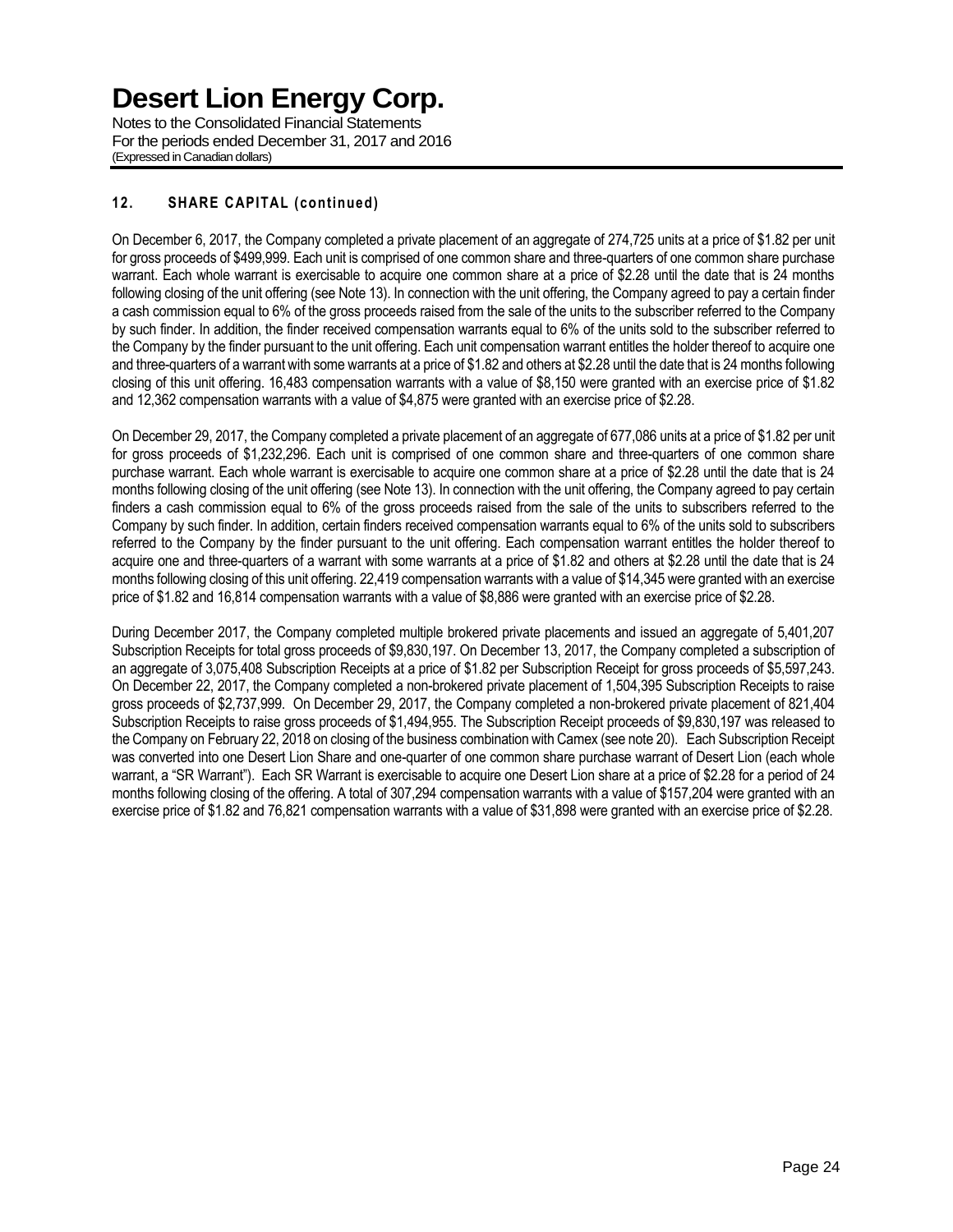## 12. SHARE CAPITAL (continued)

On December 6, 2017, the Company completed a private placement of an aggregate of 274,725 units at a price of $1.82 per unit for gross proceeds of $499,999. Each unit is comprised of one common share and three-quarters of one common share purchase warrant. Each whole warrant is exercisable to acquire one common share at a price of $2.28 until the date that is 24 months following closing of the unit offering (see Note 13). In connection with the unit offering, the Company agreed to pay a certain finder a cash commission equal to 6% of the gross proceeds raised from the sale of the units to the subscriber referred to the Company by such finder. In addition, the finder received compensation warrants equal to 6% of the units sold to the subscriber referred to the Company by the finder pursuant to the unit offering. Each unit compensation warrant entitles the holder thereof to acquire one and three-quarters of a warrant with some warrants at a price of $1.82 and others at $2.28 until the date that is 24 months following closing of this unit offering. 16,483 compensation warrants with a value of $8,150 were granted with an exercise price of $1.82 and 12,362 compensation warrants with a value of $4,875 were granted with an exercise price of $2.28.

On December 29, 2017, the Company completed a private placement of an aggregate of 677,086 units at a price of $1.82 per unit for gross proceeds of $1,232,296. Each unit is comprised of one common share and three-quarters of one common share purchase warrant. Each whole warrant is exercisable to acquire one common share at a price of $2.28 until the date that is 24 months following closing of the unit offering (see Note 13). In connection with the unit offering, the Company agreed to pay certain finders a cash commission equal to 6% of the gross proceeds raised from the sale of the units to subscribers referred to the Company by such finder. In addition, certain finders received compensation warrants equal to 6% of the units sold to subscribers referred to the Company by the finder pursuant to the unit offering. Each compensation warrant entitles the holder thereof to acquire one and three-quarters of a warrant with some warrants at a price of $1.82 and others at $2.28 until the date that is 24 months following closing of this unit offering. 22,419 compensation warrants with a value of $14,345 were granted with an exercise price of $1.82 and 16,814 compensation warrants with a value of $8,886 were granted with an exercise price of $2.28.

During December 2017, the Company completed multiple brokered private placements and issued an aggregate of 5,401,207 Subscription Receipts for total gross proceeds of $9,830,197. On December 13, 2017, the Company completed a subscription of an aggregate of 3,075,408 Subscription Receipts at a price of $1.82 per Subscription Receipt for gross proceeds of $5,597,243. On December 22, 2017, the Company completed a non-brokered private placement of 1,504,395 Subscription Receipts to raise gross proceeds of $2,737,999. On December 29, 2017, the Company completed a non-brokered private placement of 821,404 Subscription Receipts to raise gross proceeds of $1,494,955. The Subscription Receipt proceeds of $9,830,197 was released to the Company on February 22, 2018 on closing of the business combination with Camex (see note 20). Each Subscription Receipt was converted into one Desert Lion Share and one-quarter of one common share purchase warrant of Desert Lion (each whole warrant, a "SR Warrant"). Each SR Warrant is exercisable to acquire one Desert Lion share at a price of $2.28 for a period of 24 months following closing of the offering. A total of 307,294 compensation warrants with a value of $157,204 were granted with an exercise price of $1.82 and 76,821 compensation warrants with a value of $31,898 were granted with an exercise price of $2.28.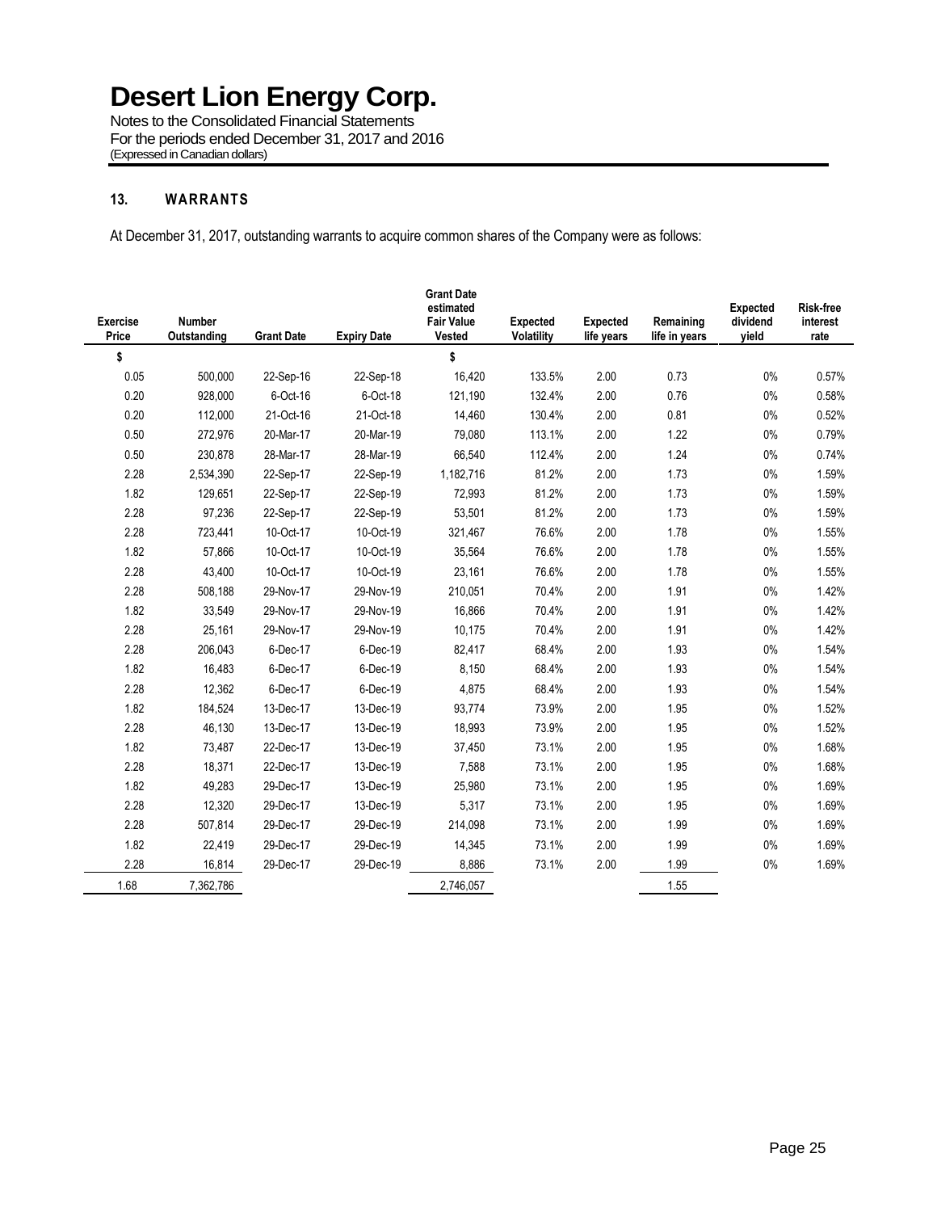# Desert Lion Energy Corp.

Notes to the Consolidated Financial Statements
For the periods ended December 31, 2017 and 2016
(Expressed in Canadian dollars)

## 13. WARRANTS

At December 31, 2017, outstanding warrants to acquire common shares of the Company were as follows:

| Exercise Price | Number Outstanding | Grant Date | Expiry Date | Grant Date estimated Fair Value Vested | Expected Volatility | Expected life years | Remaining life in years | Expected dividend yield | Risk-free interest rate |
|---|---|---|---|---|---|---|---|---|---|
| $ | | | | $ | | | | | |
| 0.05 | 500,000 | 22-Sep-16 | 22-Sep-18 | 16,420 | 133.5% | 2.00 | 0.73 | 0% | 0.57% |
| 0.20 | 928,000 | 6-Oct-16 | 6-Oct-18 | 121,190 | 132.4% | 2.00 | 0.76 | 0% | 0.58% |
| 0.20 | 112,000 | 21-Oct-16 | 21-Oct-18 | 14,460 | 130.4% | 2.00 | 0.81 | 0% | 0.52% |
| 0.50 | 272,976 | 20-Mar-17 | 20-Mar-19 | 79,080 | 113.1% | 2.00 | 1.22 | 0% | 0.79% |
| 0.50 | 230,878 | 28-Mar-17 | 28-Mar-19 | 66,540 | 112.4% | 2.00 | 1.24 | 0% | 0.74% |
| 2.28 | 2,534,390 | 22-Sep-17 | 22-Sep-19 | 1,182,716 | 81.2% | 2.00 | 1.73 | 0% | 1.59% |
| 1.82 | 129,651 | 22-Sep-17 | 22-Sep-19 | 72,993 | 81.2% | 2.00 | 1.73 | 0% | 1.59% |
| 2.28 | 97,236 | 22-Sep-17 | 22-Sep-19 | 53,501 | 81.2% | 2.00 | 1.73 | 0% | 1.59% |
| 2.28 | 723,441 | 10-Oct-17 | 10-Oct-19 | 321,467 | 76.6% | 2.00 | 1.78 | 0% | 1.55% |
| 1.82 | 57,866 | 10-Oct-17 | 10-Oct-19 | 35,564 | 76.6% | 2.00 | 1.78 | 0% | 1.55% |
| 2.28 | 43,400 | 10-Oct-17 | 10-Oct-19 | 23,161 | 76.6% | 2.00 | 1.78 | 0% | 1.55% |
| 2.28 | 508,188 | 29-Nov-17 | 29-Nov-19 | 210,051 | 70.4% | 2.00 | 1.91 | 0% | 1.42% |
| 1.82 | 33,549 | 29-Nov-17 | 29-Nov-19 | 16,866 | 70.4% | 2.00 | 1.91 | 0% | 1.42% |
| 2.28 | 25,161 | 29-Nov-17 | 29-Nov-19 | 10,175 | 70.4% | 2.00 | 1.91 | 0% | 1.42% |
| 2.28 | 206,043 | 6-Dec-17 | 6-Dec-19 | 82,417 | 68.4% | 2.00 | 1.93 | 0% | 1.54% |
| 1.82 | 16,483 | 6-Dec-17 | 6-Dec-19 | 8,150 | 68.4% | 2.00 | 1.93 | 0% | 1.54% |
| 2.28 | 12,362 | 6-Dec-17 | 6-Dec-19 | 4,875 | 68.4% | 2.00 | 1.93 | 0% | 1.54% |
| 1.82 | 184,524 | 13-Dec-17 | 13-Dec-19 | 93,774 | 73.9% | 2.00 | 1.95 | 0% | 1.52% |
| 2.28 | 46,130 | 13-Dec-17 | 13-Dec-19 | 18,993 | 73.9% | 2.00 | 1.95 | 0% | 1.52% |
| 1.82 | 73,487 | 22-Dec-17 | 13-Dec-19 | 37,450 | 73.1% | 2.00 | 1.95 | 0% | 1.68% |
| 2.28 | 18,371 | 22-Dec-17 | 13-Dec-19 | 7,588 | 73.1% | 2.00 | 1.95 | 0% | 1.68% |
| 1.82 | 49,283 | 29-Dec-17 | 13-Dec-19 | 25,980 | 73.1% | 2.00 | 1.95 | 0% | 1.69% |
| 2.28 | 12,320 | 29-Dec-17 | 13-Dec-19 | 5,317 | 73.1% | 2.00 | 1.95 | 0% | 1.69% |
| 2.28 | 507,814 | 29-Dec-17 | 29-Dec-19 | 214,098 | 73.1% | 2.00 | 1.99 | 0% | 1.69% |
| 1.82 | 22,419 | 29-Dec-17 | 29-Dec-19 | 14,345 | 73.1% | 2.00 | 1.99 | 0% | 1.69% |
| 2.28 | 16,814 | 29-Dec-17 | 29-Dec-19 | 8,886 | 73.1% | 2.00 | 1.99 | 0% | 1.69% |
| 1.68 | 7,362,786 | | | 2,746,057 | | | 1.55 | | |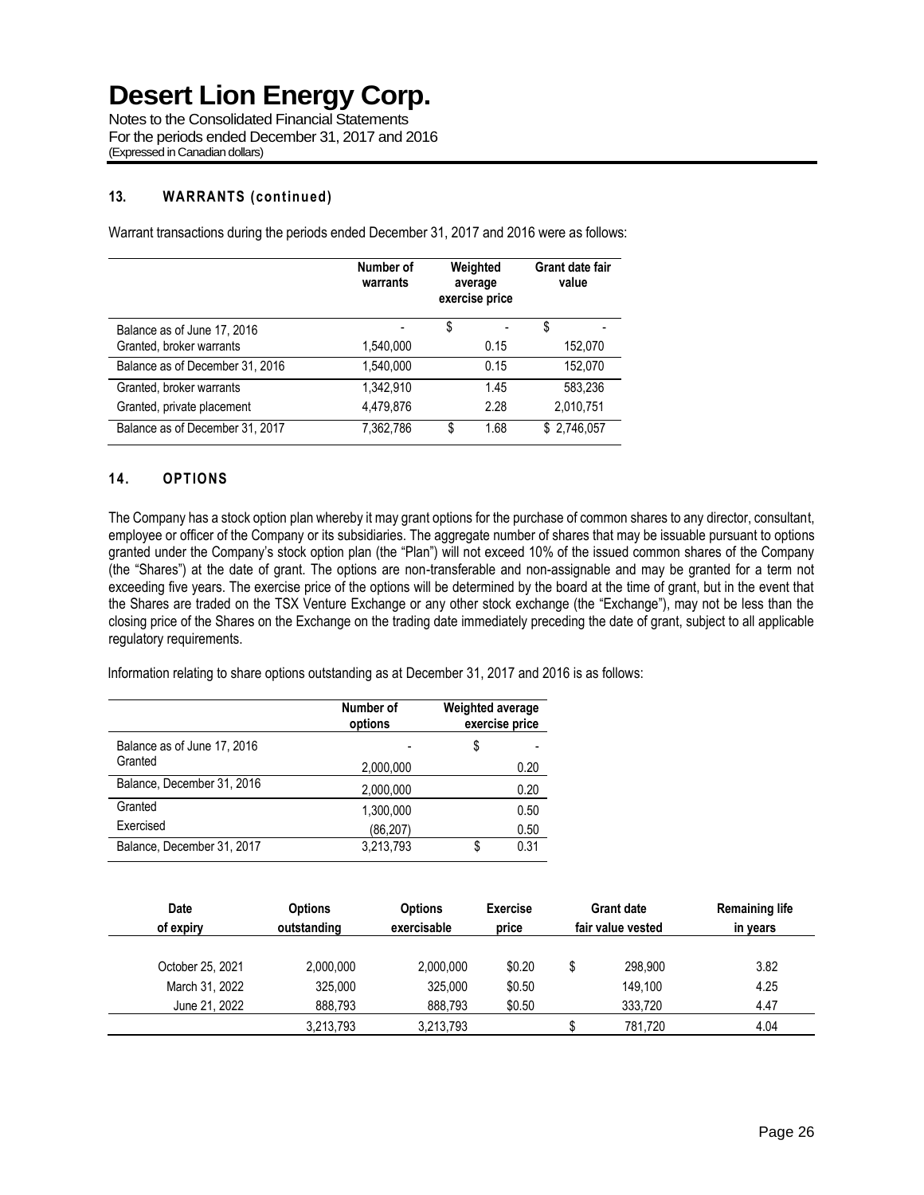# Desert Lion Energy Corp.

Notes to the Consolidated Financial Statements
For the periods ended December 31, 2017 and 2016
(Expressed in Canadian dollars)

## 13. WARRANTS (continued)

Warrant transactions during the periods ended December 31, 2017 and 2016 were as follows:

| | Number of warrants | Weighted average exercise price | Grant date fair value |
|---|---|---|---|
| Balance as of June 17, 2016 | - | $ - | $ - |
| Granted, broker warrants | 1,540,000 | 0.15 | 152,070 |
| Balance as of December 31, 2016 | 1,540,000 | 0.15 | 152,070 |
| Granted, broker warrants | 1,342,910 | 1.45 | 583,236 |
| Granted, private placement | 4,479,876 | 2.28 | 2,010,751 |
| Balance as of December 31, 2017 | 7,362,786 | $ 1.68 | $ 2,746,057 |

## 14. OPTIONS

The Company has a stock option plan whereby it may grant options for the purchase of common shares to any director, consultant, employee or officer of the Company or its subsidiaries. The aggregate number of shares that may be issuable pursuant to options granted under the Company's stock option plan (the "Plan") will not exceed 10% of the issued common shares of the Company (the "Shares") at the date of grant. The options are non-transferable and non-assignable and may be granted for a term not exceeding five years. The exercise price of the options will be determined by the board at the time of grant, but in the event that the Shares are traded on the TSX Venture Exchange or any other stock exchange (the "Exchange"), may not be less than the closing price of the Shares on the Exchange on the trading date immediately preceding the date of grant, subject to all applicable regulatory requirements.

Information relating to share options outstanding as at December 31, 2017 and 2016 is as follows:

| | Number of options | Weighted average exercise price |
|---|---|---|
| Balance as of June 17, 2016 | - | $ - |
| Granted | 2,000,000 | 0.20 |
| Balance, December 31, 2016 | 2,000,000 | 0.20 |
| Granted | 1,300,000 | 0.50 |
| Exercised | (86,207) | 0.50 |
| Balance, December 31, 2017 | 3,213,793 | $ 0.31 |

| Date of expiry | Options outstanding | Options exercisable | Exercise price | Grant date fair value vested | Remaining life in years |
|---|---|---|---|---|---|
| October 25, 2021 | 2,000,000 | 2,000,000 | $0.20 | $ 298,900 | 3.82 |
| March 31, 2022 | 325,000 | 325,000 | $0.50 | 149,100 | 4.25 |
| June 21, 2022 | 888,793 | 888,793 | $0.50 | 333,720 | 4.47 |
| | 3,213,793 | 3,213,793 | | $ 781,720 | 4.04 |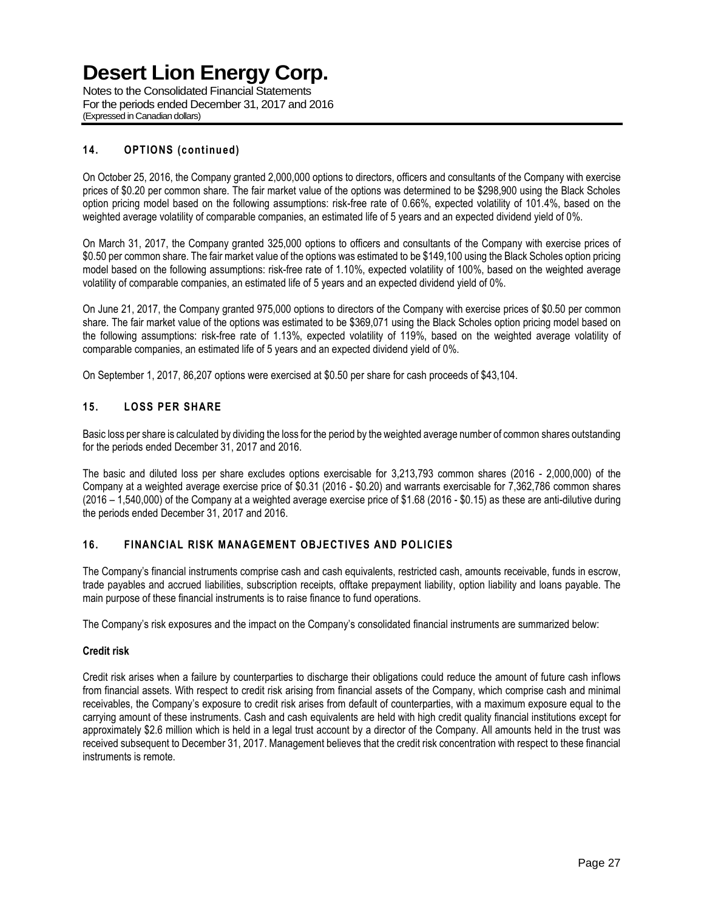## 14. OPTIONS (continued)

On October 25, 2016, the Company granted 2,000,000 options to directors, officers and consultants of the Company with exercise prices of $0.20 per common share. The fair market value of the options was determined to be $298,900 using the Black Scholes option pricing model based on the following assumptions: risk-free rate of 0.66%, expected volatility of 101.4%, based on the weighted average volatility of comparable companies, an estimated life of 5 years and an expected dividend yield of 0%.

On March 31, 2017, the Company granted 325,000 options to officers and consultants of the Company with exercise prices of $0.50 per common share. The fair market value of the options was estimated to be $149,100 using the Black Scholes option pricing model based on the following assumptions: risk-free rate of 1.10%, expected volatility of 100%, based on the weighted average volatility of comparable companies, an estimated life of 5 years and an expected dividend yield of 0%.

On June 21, 2017, the Company granted 975,000 options to directors of the Company with exercise prices of $0.50 per common share. The fair market value of the options was estimated to be $369,071 using the Black Scholes option pricing model based on the following assumptions: risk-free rate of 1.13%, expected volatility of 119%, based on the weighted average volatility of comparable companies, an estimated life of 5 years and an expected dividend yield of 0%.

On September 1, 2017, 86,207 options were exercised at $0.50 per share for cash proceeds of $43,104.

## 15. LOSS PER SHARE

Basic loss per share is calculated by dividing the loss for the period by the weighted average number of common shares outstanding for the periods ended December 31, 2017 and 2016.

The basic and diluted loss per share excludes options exercisable for 3,213,793 common shares (2016 - 2,000,000) of the Company at a weighted average exercise price of $0.31 (2016 - $0.20) and warrants exercisable for 7,362,786 common shares (2016 – 1,540,000) of the Company at a weighted average exercise price of $1.68 (2016 - $0.15) as these are anti-dilutive during the periods ended December 31, 2017 and 2016.

## 16. FINANCIAL RISK MANAGEMENT OBJECTIVES AND POLICIES

The Company's financial instruments comprise cash and cash equivalents, restricted cash, amounts receivable, funds in escrow, trade payables and accrued liabilities, subscription receipts, offtake prepayment liability, option liability and loans payable. The main purpose of these financial instruments is to raise finance to fund operations.

The Company's risk exposures and the impact on the Company's consolidated financial instruments are summarized below:

**Credit risk**

Credit risk arises when a failure by counterparties to discharge their obligations could reduce the amount of future cash inflows from financial assets. With respect to credit risk arising from financial assets of the Company, which comprise cash and minimal receivables, the Company's exposure to credit risk arises from default of counterparties, with a maximum exposure equal to the carrying amount of these instruments. Cash and cash equivalents are held with high credit quality financial institutions except for approximately $2.6 million which is held in a legal trust account by a director of the Company. All amounts held in the trust was received subsequent to December 31, 2017. Management believes that the credit risk concentration with respect to these financial instruments is remote.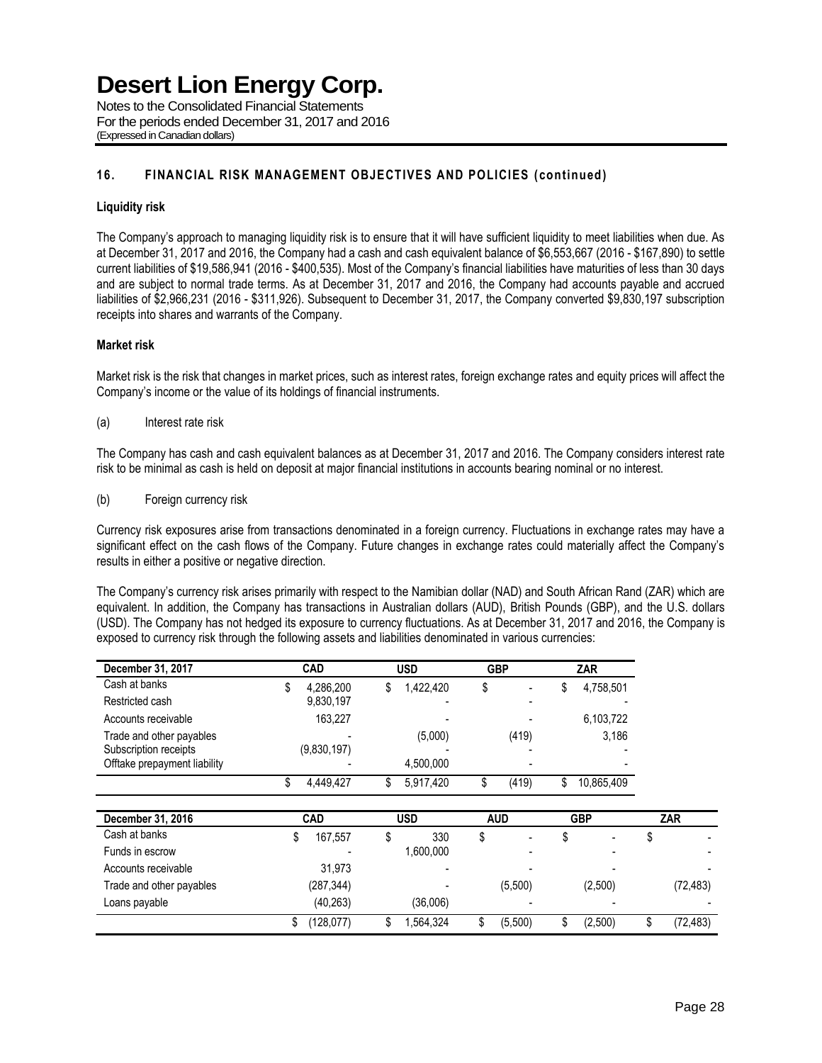## 16. FINANCIAL RISK MANAGEMENT OBJECTIVES AND POLICIES (continued)

**Liquidity risk**

The Company's approach to managing liquidity risk is to ensure that it will have sufficient liquidity to meet liabilities when due. As at December 31, 2017 and 2016, the Company had a cash and cash equivalent balance of $6,553,667 (2016 - $167,890) to settle current liabilities of $19,586,941 (2016 - $400,535). Most of the Company's financial liabilities have maturities of less than 30 days and are subject to normal trade terms. As at December 31, 2017 and 2016, the Company had accounts payable and accrued liabilities of $2,966,231 (2016 - $311,926). Subsequent to December 31, 2017, the Company converted $9,830,197 subscription receipts into shares and warrants of the Company.

**Market risk**

Market risk is the risk that changes in market prices, such as interest rates, foreign exchange rates and equity prices will affect the Company's income or the value of its holdings of financial instruments.

(a) Interest rate risk

The Company has cash and cash equivalent balances as at December 31, 2017 and 2016. The Company considers interest rate risk to be minimal as cash is held on deposit at major financial institutions in accounts bearing nominal or no interest.

(b) Foreign currency risk

Currency risk exposures arise from transactions denominated in a foreign currency. Fluctuations in exchange rates may have a significant effect on the cash flows of the Company. Future changes in exchange rates could materially affect the Company's results in either a positive or negative direction.

The Company's currency risk arises primarily with respect to the Namibian dollar (NAD) and South African Rand (ZAR) which are equivalent. In addition, the Company has transactions in Australian dollars (AUD), British Pounds (GBP), and the U.S. dollars (USD). The Company has not hedged its exposure to currency fluctuations. As at December 31, 2017 and 2016, the Company is exposed to currency risk through the following assets and liabilities denominated in various currencies:

| December 31, 2017 | CAD | USD | GBP | ZAR |
|---|---|---|---|---|
| Cash at banks | $ 4,286,200 | $ 1,422,420 | $ - | $ 4,758,501 |
| Restricted cash | 9,830,197 | - | - | - |
| Accounts receivable | 163,227 | - | - | 6,103,722 |
| Trade and other payables | - | (5,000) | (419) | 3,186 |
| Subscription receipts | (9,830,197) | - | - | - |
| Offtake prepayment liability | - | 4,500,000 | - | - |
| | $ 4,449,427 | $ 5,917,420 | $ (419) | $ 10,865,409 |

| December 31, 2016 | CAD | USD | AUD | GBP | ZAR |
|---|---|---|---|---|---|
| Cash at banks | $ 167,557 | $ 330 | $ - | $ - | $ - |
| Funds in escrow | - | 1,600,000 | - | - | - |
| Accounts receivable | 31,973 | - | - | - | - |
| Trade and other payables | (287,344) | - | (5,500) | (2,500) | (72,483) |
| Loans payable | (40,263) | (36,006) | - | - | - |
| | $ (128,077) | $ 1,564,324 | $ (5,500) | $ (2,500) | $ (72,483) |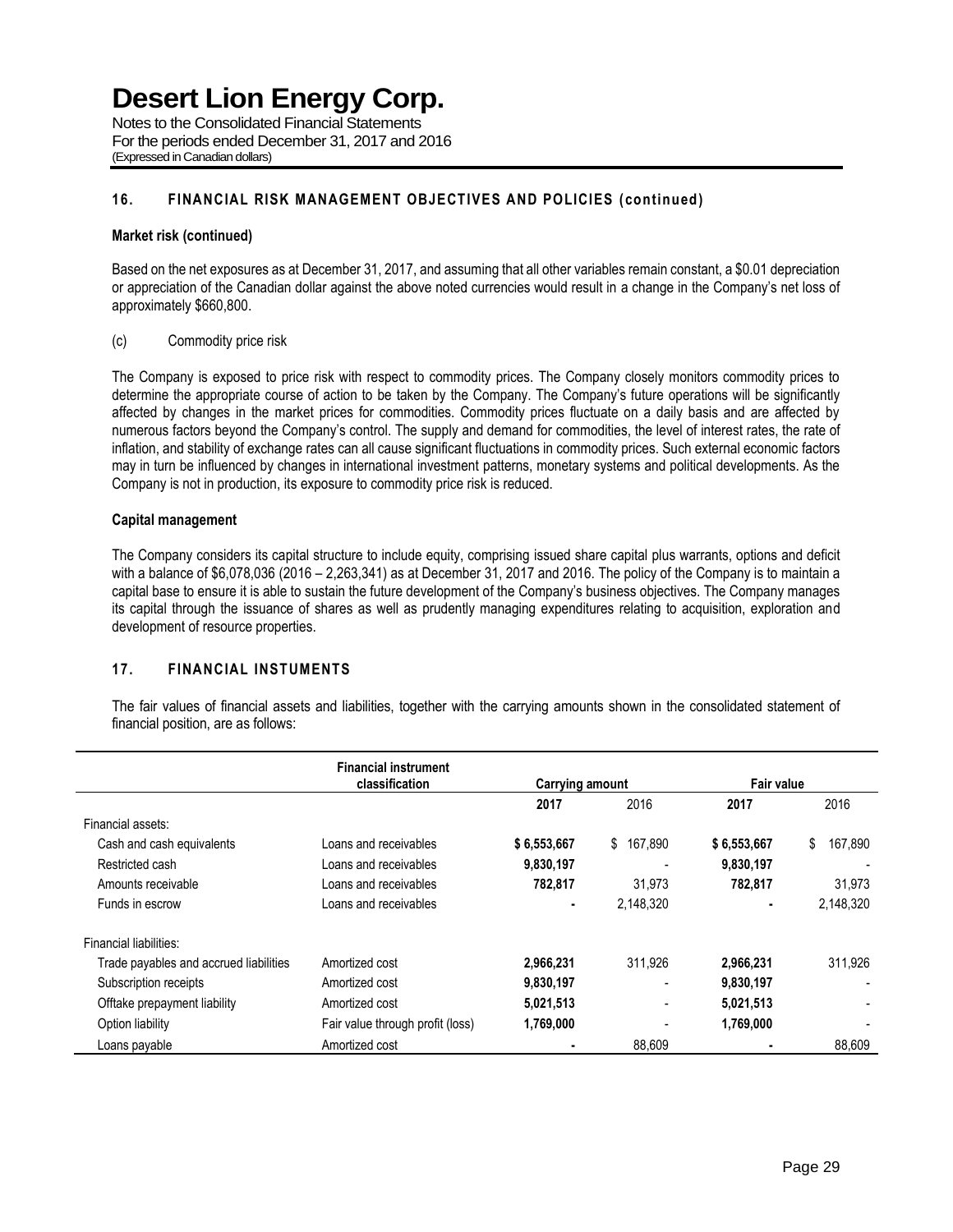## 16. FINANCIAL RISK MANAGEMENT OBJECTIVES AND POLICIES (continued)

**Market risk (continued)**

Based on the net exposures as at December 31, 2017, and assuming that all other variables remain constant, a $0.01 depreciation or appreciation of the Canadian dollar against the above noted currencies would result in a change in the Company's net loss of approximately $660,800.

(c) Commodity price risk

The Company is exposed to price risk with respect to commodity prices. The Company closely monitors commodity prices to determine the appropriate course of action to be taken by the Company. The Company's future operations will be significantly affected by changes in the market prices for commodities. Commodity prices fluctuate on a daily basis and are affected by numerous factors beyond the Company's control. The supply and demand for commodities, the level of interest rates, the rate of inflation, and stability of exchange rates can all cause significant fluctuations in commodity prices. Such external economic factors may in turn be influenced by changes in international investment patterns, monetary systems and political developments. As the Company is not in production, its exposure to commodity price risk is reduced.

**Capital management**

The Company considers its capital structure to include equity, comprising issued share capital plus warrants, options and deficit with a balance of $6,078,036 (2016 – 2,263,341) as at December 31, 2017 and 2016. The policy of the Company is to maintain a capital base to ensure it is able to sustain the future development of the Company's business objectives. The Company manages its capital through the issuance of shares as well as prudently managing expenditures relating to acquisition, exploration and development of resource properties.

## 17. FINANCIAL INSTUMENTS

The fair values of financial assets and liabilities, together with the carrying amounts shown in the consolidated statement of financial position, are as follows:

| | Financial instrument classification | Carrying amount | | Fair value | |
|---|---|---|---|---|---|
| | | **2017** | 2016 | **2017** | 2016 |
| Financial assets: | | | | | |
| Cash and cash equivalents | Loans and receivables | **$ 6,553,667** | $ 167,890 | **$ 6,553,667** | $ 167,890 |
| Restricted cash | Loans and receivables | **9,830,197** | - | **9,830,197** | - |
| Amounts receivable | Loans and receivables | **782,817** | 31,973 | **782,817** | 31,973 |
| Funds in escrow | Loans and receivables | **-** | 2,148,320 | **-** | 2,148,320 |
| Financial liabilities: | | | | | |
| Trade payables and accrued liabilities | Amortized cost | **2,966,231** | 311,926 | **2,966,231** | 311,926 |
| Subscription receipts | Amortized cost | **9,830,197** | - | **9,830,197** | - |
| Offtake prepayment liability | Amortized cost | **5,021,513** | - | **5,021,513** | - |
| Option liability | Fair value through profit (loss) | **1,769,000** | - | **1,769,000** | - |
| Loans payable | Amortized cost | **-** | 88,609 | **-** | 88,609 |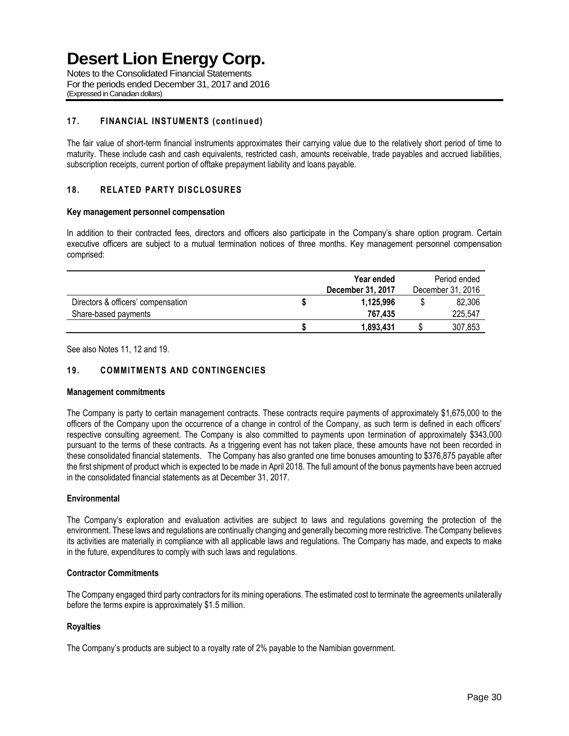## 17. FINANCIAL INSTUMENTS (continued)

The fair value of short-term financial instruments approximates their carrying value due to the relatively short period of time to maturity. These include cash and cash equivalents, restricted cash, amounts receivable, trade payables and accrued liabilities, subscription receipts, current portion of offtake prepayment liability and loans payable.

## 18. RELATED PARTY DISCLOSURES

**Key management personnel compensation**

In addition to their contracted fees, directors and officers also participate in the Company's share option program. Certain executive officers are subject to a mutual termination notices of three months. Key management personnel compensation comprised:

| | Year ended December 31, 2017 | Period ended December 31, 2016 |
|---|---|---|
| Directors & officers' compensation | $ 1,125,996 | $ 82,306 |
| Share-based payments | 767,435 | 225,547 |
| | $ 1,893,431 | $ 307,853 |

See also Notes 11, 12 and 19.

## 19. COMMITMENTS AND CONTINGENCIES

**Management commitments**

The Company is party to certain management contracts. These contracts require payments of approximately $1,675,000 to the officers of the Company upon the occurrence of a change in control of the Company, as such term is defined in each officers' respective consulting agreement. The Company is also committed to payments upon termination of approximately $343,000 pursuant to the terms of these contracts. As a triggering event has not taken place, these amounts have not been recorded in these consolidated financial statements. The Company has also granted one time bonuses amounting to $376,875 payable after the first shipment of product which is expected to be made in April 2018. The full amount of the bonus payments have been accrued in the consolidated financial statements as at December 31, 2017.

**Environmental**

The Company's exploration and evaluation activities are subject to laws and regulations governing the protection of the environment. These laws and regulations are continually changing and generally becoming more restrictive. The Company believes its activities are materially in compliance with all applicable laws and regulations. The Company has made, and expects to make in the future, expenditures to comply with such laws and regulations.

**Contractor Commitments**

The Company engaged third party contractors for its mining operations. The estimated cost to terminate the agreements unilaterally before the terms expire is approximately $1.5 million.

**Royalties**

The Company's products are subject to a royalty rate of 2% payable to the Namibian government.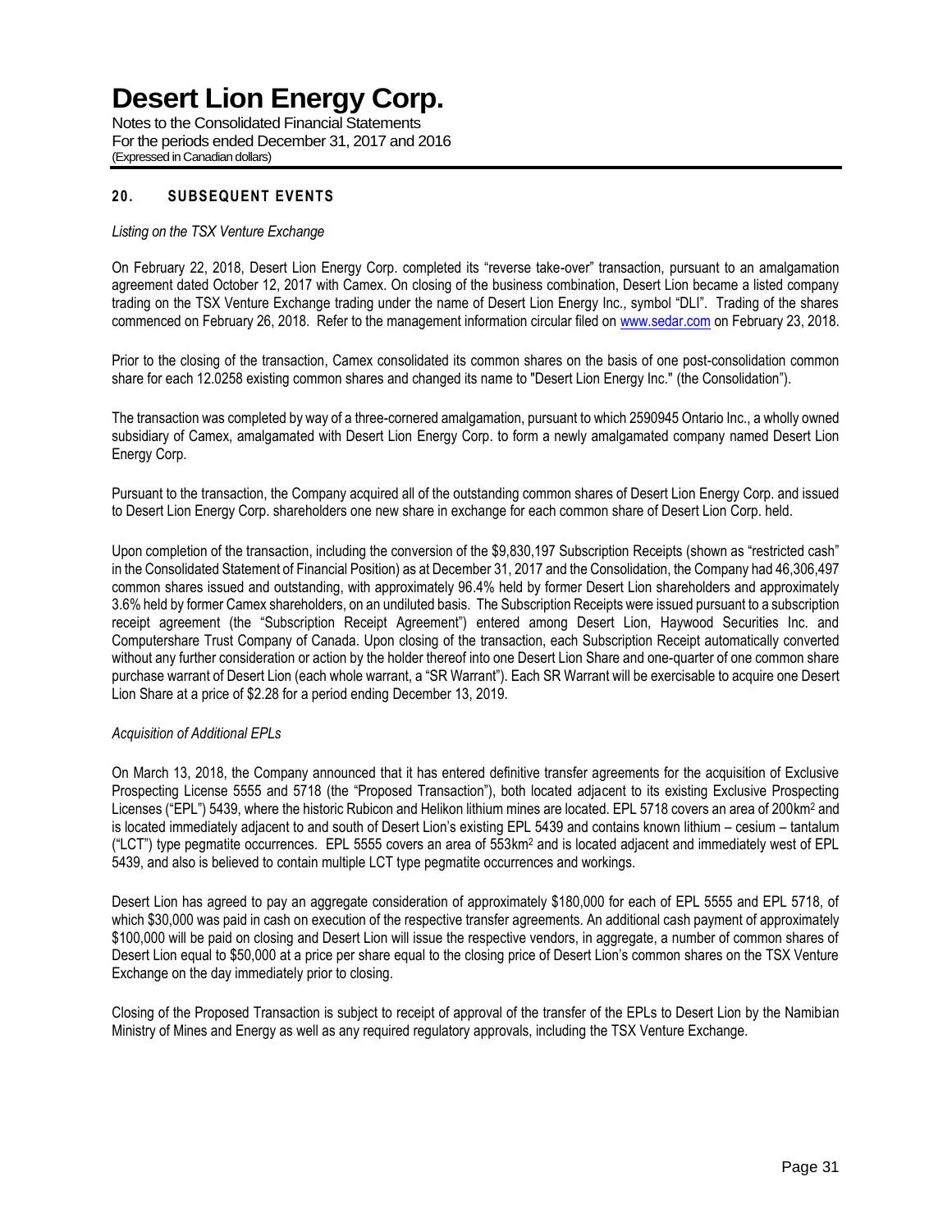## 20. SUBSEQUENT EVENTS

*Listing on the TSX Venture Exchange*

On February 22, 2018, Desert Lion Energy Corp. completed its "reverse take-over" transaction, pursuant to an amalgamation agreement dated October 12, 2017 with Camex. On closing of the business combination, Desert Lion became a listed company trading on the TSX Venture Exchange trading under the name of Desert Lion Energy Inc., symbol "DLI". Trading of the shares commenced on February 26, 2018. Refer to the management information circular filed on www.sedar.com on February 23, 2018.

Prior to the closing of the transaction, Camex consolidated its common shares on the basis of one post-consolidation common share for each 12.0258 existing common shares and changed its name to "Desert Lion Energy Inc." (the Consolidation").

The transaction was completed by way of a three-cornered amalgamation, pursuant to which 2590945 Ontario Inc., a wholly owned subsidiary of Camex, amalgamated with Desert Lion Energy Corp. to form a newly amalgamated company named Desert Lion Energy Corp.

Pursuant to the transaction, the Company acquired all of the outstanding common shares of Desert Lion Energy Corp. and issued to Desert Lion Energy Corp. shareholders one new share in exchange for each common share of Desert Lion Corp. held.

Upon completion of the transaction, including the conversion of the $9,830,197 Subscription Receipts (shown as "restricted cash" in the Consolidated Statement of Financial Position) as at December 31, 2017 and the Consolidation, the Company had 46,306,497 common shares issued and outstanding, with approximately 96.4% held by former Desert Lion shareholders and approximately 3.6% held by former Camex shareholders, on an undiluted basis. The Subscription Receipts were issued pursuant to a subscription receipt agreement (the "Subscription Receipt Agreement") entered among Desert Lion, Haywood Securities Inc. and Computershare Trust Company of Canada. Upon closing of the transaction, each Subscription Receipt automatically converted without any further consideration or action by the holder thereof into one Desert Lion Share and one-quarter of one common share purchase warrant of Desert Lion (each whole warrant, a "SR Warrant"). Each SR Warrant will be exercisable to acquire one Desert Lion Share at a price of $2.28 for a period ending December 13, 2019.

*Acquisition of Additional EPLs*

On March 13, 2018, the Company announced that it has entered definitive transfer agreements for the acquisition of Exclusive Prospecting License 5555 and 5718 (the "Proposed Transaction"), both located adjacent to its existing Exclusive Prospecting Licenses ("EPL") 5439, where the historic Rubicon and Helikon lithium mines are located. EPL 5718 covers an area of 200km$^2$ and is located immediately adjacent to and south of Desert Lion's existing EPL 5439 and contains known lithium – cesium – tantalum ("LCT") type pegmatite occurrences. EPL 5555 covers an area of 553km$^2$ and is located adjacent and immediately west of EPL 5439, and also is believed to contain multiple LCT type pegmatite occurrences and workings.

Desert Lion has agreed to pay an aggregate consideration of approximately $180,000 for each of EPL 5555 and EPL 5718, of which $30,000 was paid in cash on execution of the respective transfer agreements. An additional cash payment of approximately $100,000 will be paid on closing and Desert Lion will issue the respective vendors, in aggregate, a number of common shares of Desert Lion equal to $50,000 at a price per share equal to the closing price of Desert Lion's common shares on the TSX Venture Exchange on the day immediately prior to closing.

Closing of the Proposed Transaction is subject to receipt of approval of the transfer of the EPLs to Desert Lion by the Namibian Ministry of Mines and Energy as well as any required regulatory approvals, including the TSX Venture Exchange.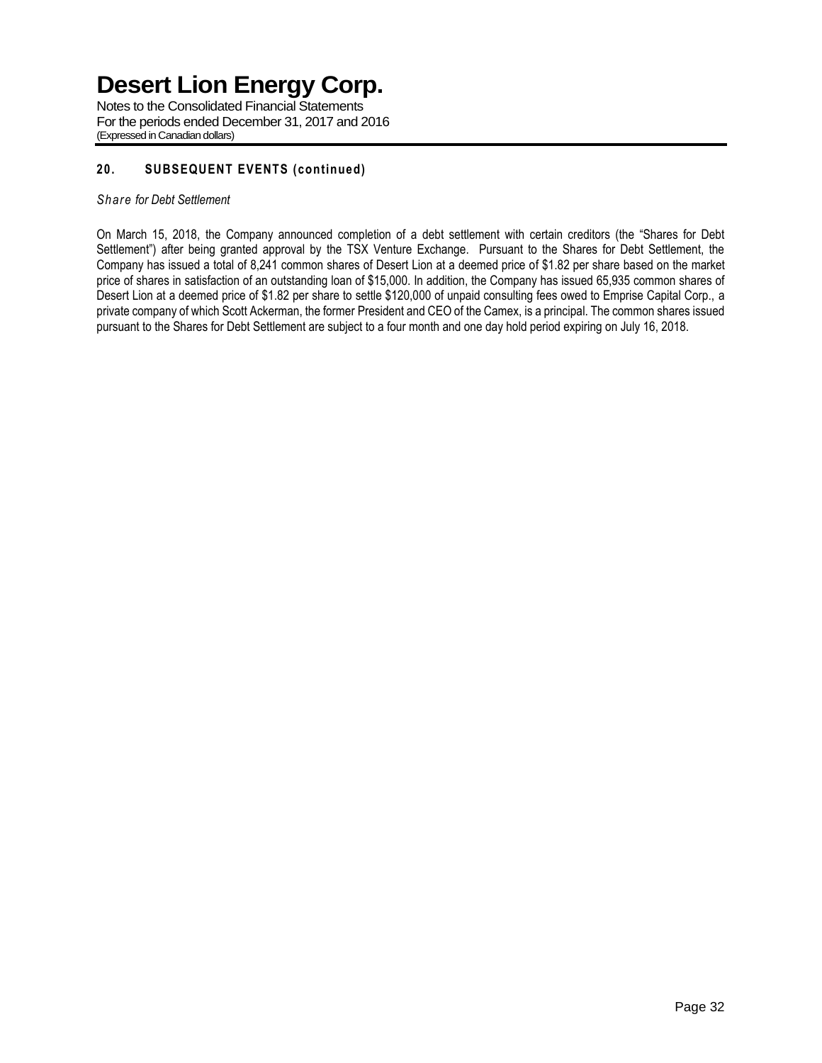## 20. SUBSEQUENT EVENTS (continued)

*Share for Debt Settlement*

On March 15, 2018, the Company announced completion of a debt settlement with certain creditors (the "Shares for Debt Settlement") after being granted approval by the TSX Venture Exchange. Pursuant to the Shares for Debt Settlement, the Company has issued a total of 8,241 common shares of Desert Lion at a deemed price of $1.82 per share based on the market price of shares in satisfaction of an outstanding loan of $15,000. In addition, the Company has issued 65,935 common shares of Desert Lion at a deemed price of $1.82 per share to settle $120,000 of unpaid consulting fees owed to Emprise Capital Corp., a private company of which Scott Ackerman, the former President and CEO of the Camex, is a principal. The common shares issued pursuant to the Shares for Debt Settlement are subject to a four month and one day hold period expiring on July 16, 2018.